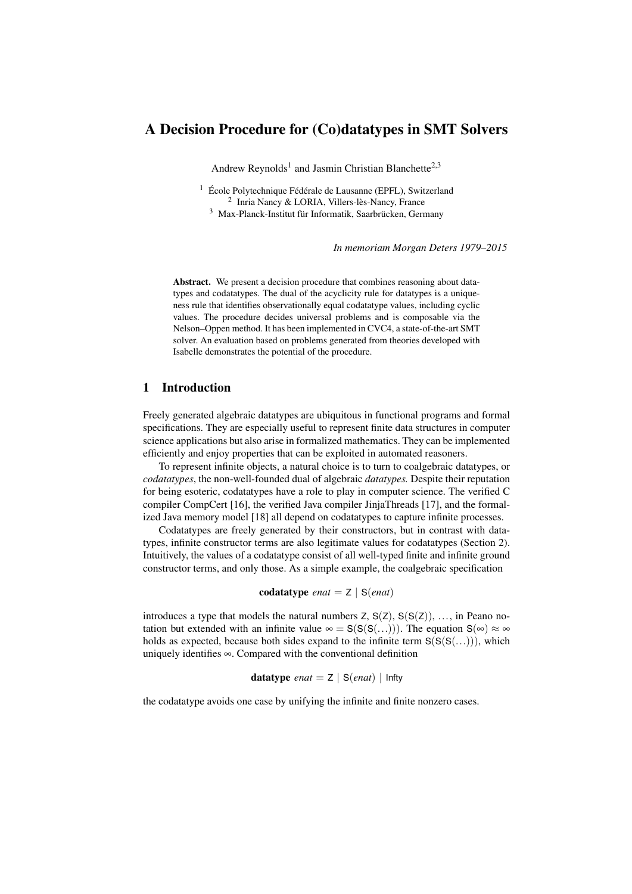# A Decision Procedure for (Co)datatypes in SMT Solvers

Andrew Reynolds[1] and Jasmin Christian Blanchette[2,3]

[1] École Polytechnique Fédérale de Lausanne (EPFL), Switzerland
[2] Inria Nancy & LORIA, Villers-lès-Nancy, France
[3] Max-Planck-Institut für Informatik, Saarbrücken, Germany

*In memoriam Morgan Deters 1979–2015*

**Abstract.** We present a decision procedure that combines reasoning about datatypes and codatatypes. The dual of the acyclicity rule for datatypes is a uniqueness rule that identifies observationally equal codatatype values, including cyclic values. The procedure decides universal problems and is composable via the Nelson–Oppen method. It has been implemented in CVC4, a state-of-the-art SMT solver. An evaluation based on problems generated from theories developed with Isabelle demonstrates the potential of the procedure.

## 1 Introduction

Freely generated algebraic datatypes are ubiquitous in functional programs and formal specifications. They are especially useful to represent finite data structures in computer science applications but also arise in formalized mathematics. They can be implemented efficiently and enjoy properties that can be exploited in automated reasoners.

To represent infinite objects, a natural choice is to turn to coalgebraic datatypes, or *codatatypes*, the non-well-founded dual of algebraic *datatypes*. Despite their reputation for being esoteric, codatatypes have a role to play in computer science. The verified C compiler CompCert [16], the verified Java compiler JinjaThreads [17], and the formalized Java memory model [18] all depend on codatatypes to capture infinite processes.

Codatatypes are freely generated by their constructors, but in contrast with datatypes, infinite constructor terms are also legitimate values for codatatypes (Section 2). Intuitively, the values of a codatatype consist of all well-typed finite and infinite ground constructor terms, and only those. As a simple example, the coalgebraic specification

$$\textbf{codatatype}\ \mathit{enat} = \mathsf{Z} \mid \mathsf{S}(\mathit{enat})$$

introduces a type that models the natural numbers $\mathsf{Z}$, $\mathsf{S}(\mathsf{Z})$, $\mathsf{S}(\mathsf{S}(\mathsf{Z}))$, ..., in Peano notation but extended with an infinite value $\infty = \mathsf{S}(\mathsf{S}(\mathsf{S}(\ldots)))$. The equation $\mathsf{S}(\infty) \approx \infty$ holds as expected, because both sides expand to the infinite term $\mathsf{S}(\mathsf{S}(\mathsf{S}(\ldots)))$, which uniquely identifies $\infty$. Compared with the conventional definition

$$\textbf{datatype}\ \mathit{enat} = \mathsf{Z} \mid \mathsf{S}(\mathit{enat}) \mid \mathsf{Infty}$$

the codatatype avoids one case by unifying the infinite and finite nonzero cases.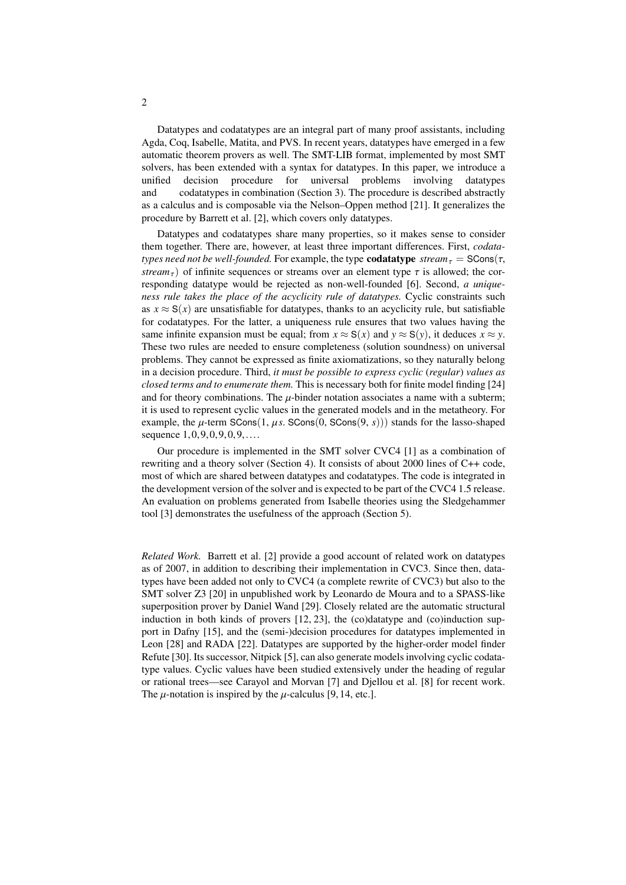Datatypes and codatatypes are an integral part of many proof assistants, including Agda, Coq, Isabelle, Matita, and PVS. In recent years, datatypes have emerged in a few automatic theorem provers as well. The SMT-LIB format, implemented by most SMT solvers, has been extended with a syntax for datatypes. In this paper, we introduce a unified decision procedure for universal problems involving datatypes and codatatypes in combination (Section 3). The procedure is described abstractly as a calculus and is composable via the Nelson–Oppen method [21]. It generalizes the procedure by Barrett et al. [2], which covers only datatypes.

Datatypes and codatatypes share many properties, so it makes sense to consider them together. There are, however, at least three important differences. First, *codatatypes need not be well-founded.* For example, the type **codatatype** $stream_\tau = \mathsf{SCons}(\tau, stream_\tau)$ of infinite sequences or streams over an element type $\tau$ is allowed; the corresponding datatype would be rejected as non-well-founded [6]. Second, *a uniqueness rule takes the place of the acyclicity rule of datatypes.* Cyclic constraints such as $x \approx \mathsf{S}(x)$ are unsatisfiable for datatypes, thanks to an acyclicity rule, but satisfiable for codatatypes. For the latter, a uniqueness rule ensures that two values having the same infinite expansion must be equal; from $x \approx \mathsf{S}(x)$ and $y \approx \mathsf{S}(y)$, it deduces $x \approx y$. These two rules are needed to ensure completeness (solution soundness) on universal problems. They cannot be expressed as finite axiomatizations, so they naturally belong in a decision procedure. Third, *it must be possible to express cyclic* (*regular*) *values as closed terms and to enumerate them.* This is necessary both for finite model finding [24] and for theory combinations. The $\mu$-binder notation associates a name with a subterm; it is used to represent cyclic values in the generated models and in the metatheory. For example, the $\mu$-term $\mathsf{SCons}(1, \mu s.\, \mathsf{SCons}(0, \mathsf{SCons}(9, s)))$ stands for the lasso-shaped sequence $1, 0, 9, 0, 9, 0, 9, \ldots$.

Our procedure is implemented in the SMT solver CVC4 [1] as a combination of rewriting and a theory solver (Section 4). It consists of about 2000 lines of C++ code, most of which are shared between datatypes and codatatypes. The code is integrated in the development version of the solver and is expected to be part of the CVC4 1.5 release. An evaluation on problems generated from Isabelle theories using the Sledgehammer tool [3] demonstrates the usefulness of the approach (Section 5).

*Related Work.* Barrett et al. [2] provide a good account of related work on datatypes as of 2007, in addition to describing their implementation in CVC3. Since then, datatypes have been added not only to CVC4 (a complete rewrite of CVC3) but also to the SMT solver Z3 [20] in unpublished work by Leonardo de Moura and to a SPASS-like superposition prover by Daniel Wand [29]. Closely related are the automatic structural induction in both kinds of provers [12, 23], the (co)datatype and (co)induction support in Dafny [15], and the (semi-)decision procedures for datatypes implemented in Leon [28] and RADA [22]. Datatypes are supported by the higher-order model finder Refute [30]. Its successor, Nitpick [5], can also generate models involving cyclic codatatype values. Cyclic values have been studied extensively under the heading of regular or rational trees—see Carayol and Morvan [7] and Djellou et al. [8] for recent work. The $\mu$-notation is inspired by the $\mu$-calculus [9, 14, etc.].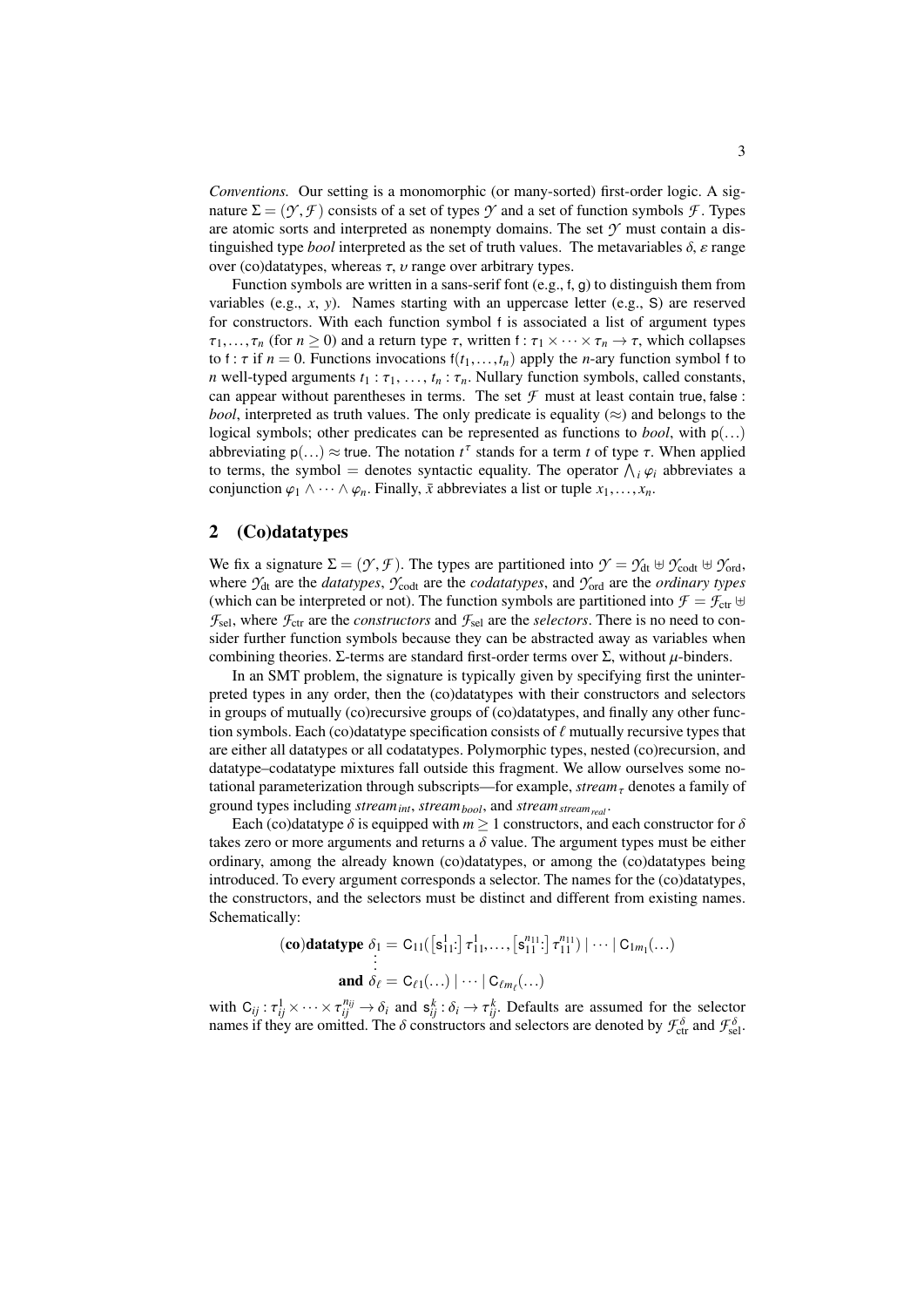*Conventions.* Our setting is a monomorphic (or many-sorted) first-order logic. A signature $\Sigma = (\mathcal{Y}, \mathcal{F})$ consists of a set of types $\mathcal{Y}$ and a set of function symbols $\mathcal{F}$. Types are atomic sorts and interpreted as nonempty domains. The set $\mathcal{Y}$ must contain a distinguished type *bool* interpreted as the set of truth values. The metavariables $\delta$, $\varepsilon$ range over (co)datatypes, whereas $\tau$, $\upsilon$ range over arbitrary types.

Function symbols are written in a sans-serif font (e.g., $\mathsf{f}$, $\mathsf{g}$) to distinguish them from variables (e.g., $x$, $y$). Names starting with an uppercase letter (e.g., $\mathsf{S}$) are reserved for constructors. With each function symbol $\mathsf{f}$ is associated a list of argument types $\tau_1, \ldots, \tau_n$ (for $n \geq 0$) and a return type $\tau$, written $\mathsf{f} : \tau_1 \times \cdots \times \tau_n \to \tau$, which collapses to $\mathsf{f} : \tau$ if $n = 0$. Functions invocations $\mathsf{f}(t_1, \ldots, t_n)$ apply the $n$-ary function symbol $\mathsf{f}$ to $n$ well-typed arguments $t_1 : \tau_1, \ldots, t_n : \tau_n$. Nullary function symbols, called constants, can appear without parentheses in terms. The set $\mathcal{F}$ must at least contain $\mathsf{true}, \mathsf{false}$ : *bool*, interpreted as truth values. The only predicate is equality ($\approx$) and belongs to the logical symbols; other predicates can be represented as functions to *bool*, with $\mathsf{p}(\ldots)$ abbreviating $\mathsf{p}(\ldots) \approx \mathsf{true}$. The notation $t^\tau$ stands for a term $t$ of type $\tau$. When applied to terms, the symbol $=$ denotes syntactic equality. The operator $\bigwedge_i \varphi_i$ abbreviates a conjunction $\varphi_1 \wedge \cdots \wedge \varphi_n$. Finally, $\bar{x}$ abbreviates a list or tuple $x_1, \ldots, x_n$.

## 2 (Co)datatypes

We fix a signature $\Sigma = (\mathcal{Y}, \mathcal{F})$. The types are partitioned into $\mathcal{Y} = \mathcal{Y}_{\text{dt}} \uplus \mathcal{Y}_{\text{codt}} \uplus \mathcal{Y}_{\text{ord}}$, where $\mathcal{Y}_{\text{dt}}$ are the *datatypes*, $\mathcal{Y}_{\text{codt}}$ are the *codatatypes*, and $\mathcal{Y}_{\text{ord}}$ are the *ordinary types* (which can be interpreted or not). The function symbols are partitioned into $\mathcal{F} = \mathcal{F}_{\text{ctr}} \uplus \mathcal{F}_{\text{sel}}$, where $\mathcal{F}_{\text{ctr}}$ are the *constructors* and $\mathcal{F}_{\text{sel}}$ are the *selectors*. There is no need to consider further function symbols because they can be abstracted away as variables when combining theories. $\Sigma$-terms are standard first-order terms over $\Sigma$, without $\mu$-binders.

In an SMT problem, the signature is typically given by specifying first the uninterpreted types in any order, then the (co)datatypes with their constructors and selectors in groups of mutually (co)recursive groups of (co)datatypes, and finally any other function symbols. Each (co)datatype specification consists of $\ell$ mutually recursive types that are either all datatypes or all codatatypes. Polymorphic types, nested (co)recursion, and datatype–codatatype mixtures fall outside this fragment. We allow ourselves some notational parameterization through subscripts—for example, $\mathit{stream}_\tau$ denotes a family of ground types including $\mathit{stream}_{\mathit{int}}$, $\mathit{stream}_{\mathit{bool}}$, and $\mathit{stream}_{\mathit{stream}_{\mathit{real}}}$.

Each (co)datatype $\delta$ is equipped with $m \geq 1$ constructors, and each constructor for $\delta$ takes zero or more arguments and returns a $\delta$ value. The argument types must be either ordinary, among the already known (co)datatypes, or among the (co)datatypes being introduced. To every argument corresponds a selector. The names for the (co)datatypes, the constructors, and the selectors must be distinct and different from existing names. Schematically:

$$
\begin{aligned}
(\textbf{co})\textbf{datatype}\ \delta_1 &= \mathsf{C}_{11}(\left[\mathsf{s}_{11}^1\!:\right] \tau_{11}^1, \ldots, \left[\mathsf{s}_{11}^{n_{11}}\!:\right] \tau_{11}^{n_{11}}) \mid \cdots \mid \mathsf{C}_{1m_1}(\ldots) \\
&\ \ \vdots \\
\textbf{and}\ \delta_\ell &= \mathsf{C}_{\ell 1}(\ldots) \mid \cdots \mid \mathsf{C}_{\ell m_\ell}(\ldots)
\end{aligned}
$$

with $\mathsf{C}_{ij} : \tau_{ij}^1 \times \cdots \times \tau_{ij}^{n_{ij}} \to \delta_i$ and $\mathsf{s}_{ij}^k : \delta_i \to \tau_{ij}^k$. Defaults are assumed for the selector names if they are omitted. The $\delta$ constructors and selectors are denoted by $\mathcal{F}_{\text{ctr}}^\delta$ and $\mathcal{F}_{\text{sel}}^\delta$.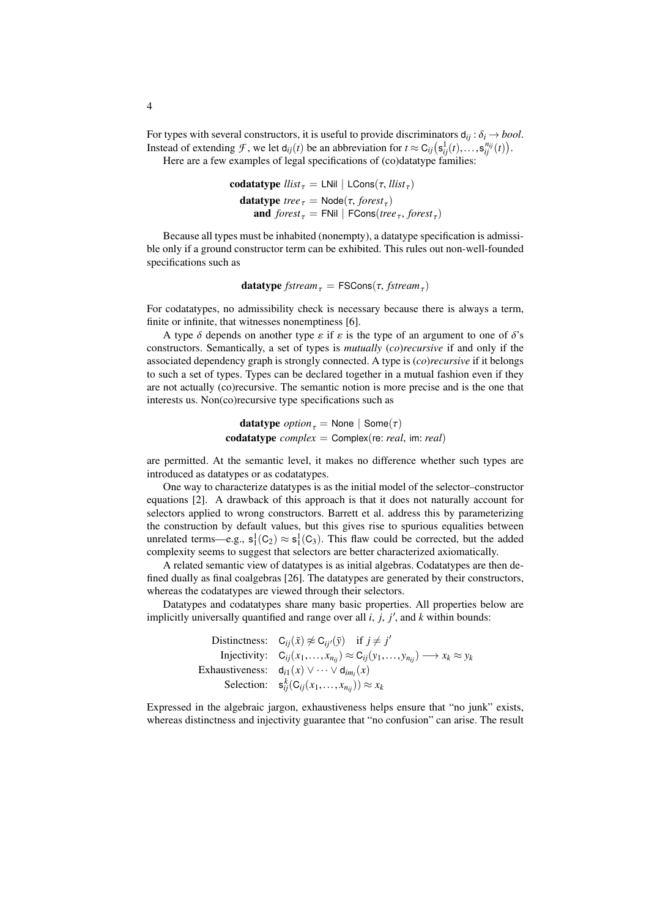For types with several constructors, it is useful to provide discriminators $\mathsf{d}_{ij} : \delta_i \to \mathit{bool}$. Instead of extending $\mathcal{F}$, we let $\mathsf{d}_{ij}(t)$ be an abbreviation for $t \approx \mathsf{C}_{ij}\big(\mathsf{s}_{ij}^1(t), \ldots, \mathsf{s}_{ij}^{n_{ij}}(t)\big)$.

Here are a few examples of legal specifications of (co)datatype families:

$$
\begin{aligned}
&\textbf{codatatype } \mathit{llist}_\tau = \mathsf{LNil} \mid \mathsf{LCons}(\tau, \mathit{llist}_\tau) \\
&\quad \textbf{datatype } \mathit{tree}_\tau = \mathsf{Node}(\tau, \mathit{forest}_\tau) \\
&\quad\quad \textbf{and } \mathit{forest}_\tau = \mathsf{FNil} \mid \mathsf{FCons}(\mathit{tree}_\tau, \mathit{forest}_\tau)
\end{aligned}
$$

Because all types must be inhabited (nonempty), a datatype specification is admissible only if a ground constructor term can be exhibited. This rules out non-well-founded specifications such as

$$\textbf{datatype } \mathit{fstream}_\tau = \mathsf{FSCons}(\tau, \mathit{fstream}_\tau)$$

For codatatypes, no admissibility check is necessary because there is always a term, finite or infinite, that witnesses nonemptiness [6].

A type $\delta$ depends on another type $\varepsilon$ if $\varepsilon$ is the type of an argument to one of $\delta$'s constructors. Semantically, a set of types is *mutually* (*co*)*recursive* if and only if the associated dependency graph is strongly connected. A type is (*co*)*recursive* if it belongs to such a set of types. Types can be declared together in a mutual fashion even if they are not actually (co)recursive. The semantic notion is more precise and is the one that interests us. Non(co)recursive type specifications such as

$$
\begin{aligned}
&\textbf{datatype } \mathit{option}_\tau = \mathsf{None} \mid \mathsf{Some}(\tau) \\
&\textbf{codatatype } \mathit{complex} = \mathsf{Complex}(\mathsf{re}\colon \mathit{real},\ \mathsf{im}\colon \mathit{real})
\end{aligned}
$$

are permitted. At the semantic level, it makes no difference whether such types are introduced as datatypes or as codatatypes.

One way to characterize datatypes is as the initial model of the selector–constructor equations [2]. A drawback of this approach is that it does not naturally account for selectors applied to wrong constructors. Barrett et al. address this by parameterizing the construction by default values, but this gives rise to spurious equalities between unrelated terms—e.g., $\mathsf{s}_1^1(\mathsf{C}_2) \approx \mathsf{s}_1^1(\mathsf{C}_3)$. This flaw could be corrected, but the added complexity seems to suggest that selectors are better characterized axiomatically.

A related semantic view of datatypes is as initial algebras. Codatatypes are then defined dually as final coalgebras [26]. The datatypes are generated by their constructors, whereas the codatatypes are viewed through their selectors.

Datatypes and codatatypes share many basic properties. All properties below are implicitly universally quantified and range over all $i$, $j$, $j'$, and $k$ within bounds:

$$
\begin{aligned}
\text{Distinctness:}\quad & \mathsf{C}_{ij}(\bar{x}) \not\approx \mathsf{C}_{ij'}(\bar{y}) \quad \text{if } j \neq j' \\
\text{Injectivity:}\quad & \mathsf{C}_{ij}(x_1, \ldots, x_{n_{ij}}) \approx \mathsf{C}_{ij}(y_1, \ldots, y_{n_{ij}}) \longrightarrow x_k \approx y_k \\
\text{Exhaustiveness:}\quad & \mathsf{d}_{i1}(x) \vee \cdots \vee \mathsf{d}_{im_i}(x) \\
\text{Selection:}\quad & \mathsf{s}_{ij}^k(\mathsf{C}_{ij}(x_1, \ldots, x_{n_{ij}})) \approx x_k
\end{aligned}
$$

Expressed in the algebraic jargon, exhaustiveness helps ensure that "no junk" exists, whereas distinctness and injectivity guarantee that "no confusion" can arise. The result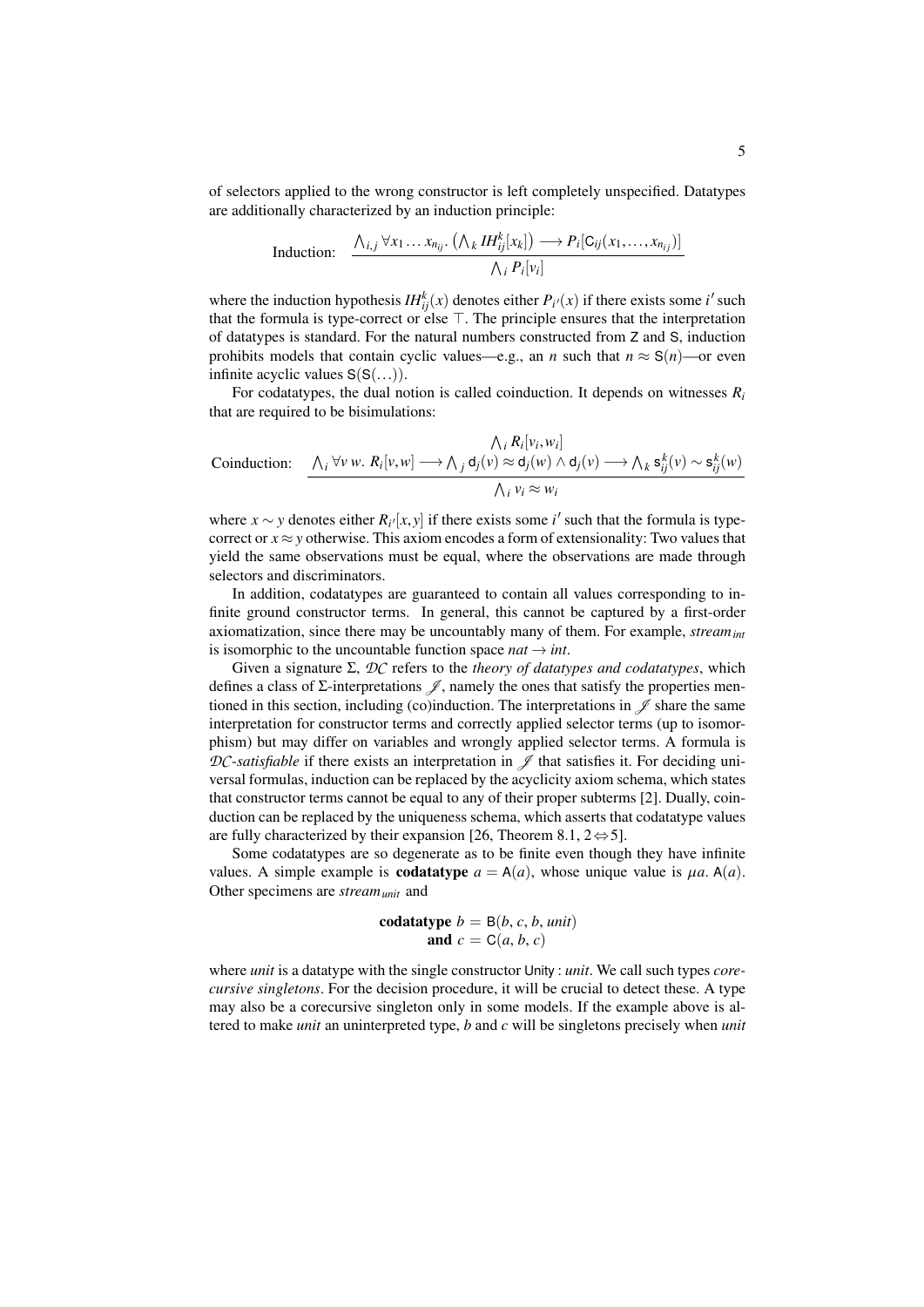of selectors applied to the wrong constructor is left completely unspecified. Datatypes are additionally characterized by an induction principle:

$$\text{Induction:}\quad \frac{\bigwedge_{i,j} \forall x_1 \ldots x_{n_{ij}}.\ \big(\bigwedge_k IH_{ij}^k[x_k]\big) \longrightarrow P_i[\mathsf{C}_{ij}(x_1,\ldots,x_{n_{ij}})]}{\bigwedge_i P_i[v_i]}$$

where the induction hypothesis $IH_{ij}^k(x)$ denotes either $P_{i'}(x)$ if there exists some $i'$ such that the formula is type-correct or else $\top$. The principle ensures that the interpretation of datatypes is standard. For the natural numbers constructed from $\mathsf{Z}$ and $\mathsf{S}$, induction prohibits models that contain cyclic values—e.g., an $n$ such that $n \approx \mathsf{S}(n)$—or even infinite acyclic values $\mathsf{S}(\mathsf{S}(\ldots))$.

For codatatypes, the dual notion is called coinduction. It depends on witnesses $R_i$ that are required to be bisimulations:

$$\text{Coinduction:}\quad \frac{\bigwedge_i R_i[v_i, w_i] \qquad \bigwedge_i \forall v\ w.\ R_i[v,w] \longrightarrow \bigwedge_j \mathsf{d}_j(v) \approx \mathsf{d}_j(w) \wedge \mathsf{d}_j(v) \longrightarrow \bigwedge_k \mathsf{s}_{ij}^k(v) \sim \mathsf{s}_{ij}^k(w)}{\bigwedge_i v_i \approx w_i}$$

where $x \sim y$ denotes either $R_{i'}[x,y]$ if there exists some $i'$ such that the formula is type-correct or $x \approx y$ otherwise. This axiom encodes a form of extensionality: Two values that yield the same observations must be equal, where the observations are made through selectors and discriminators.

In addition, codatatypes are guaranteed to contain all values corresponding to infinite ground constructor terms. In general, this cannot be captured by a first-order axiomatization, since there may be uncountably many of them. For example, $stream_{int}$ is isomorphic to the uncountable function space $nat \to int$.

Given a signature $\Sigma$, $\mathcal{DC}$ refers to the *theory of datatypes and codatatypes*, which defines a class of $\Sigma$-interpretations $\mathscr{J}$, namely the ones that satisfy the properties mentioned in this section, including (co)induction. The interpretations in $\mathscr{J}$ share the same interpretation for constructor terms and correctly applied selector terms (up to isomorphism) but may differ on variables and wrongly applied selector terms. A formula is *$\mathcal{DC}$-satisfiable* if there exists an interpretation in $\mathscr{J}$ that satisfies it. For deciding universal formulas, induction can be replaced by the acyclicity axiom schema, which states that constructor terms cannot be equal to any of their proper subterms [2]. Dually, coinduction can be replaced by the uniqueness schema, which asserts that codatatype values are fully characterized by their expansion [26, Theorem 8.1, $2 \Leftrightarrow 5$].

Some codatatypes are so degenerate as to be finite even though they have infinite values. A simple example is **codatatype** $a = \mathsf{A}(a)$, whose unique value is $\mu a.\ \mathsf{A}(a)$. Other specimens are $stream_{unit}$ and

$$\textbf{codatatype}\ b = \mathsf{B}(b, c, b, unit)$$
$$\textbf{and}\ c = \mathsf{C}(a, b, c)$$

where *unit* is a datatype with the single constructor $\mathsf{Unity} : unit$. We call such types *corecursive singletons*. For the decision procedure, it will be crucial to detect these. A type may also be a corecursive singleton only in some models. If the example above is altered to make *unit* an uninterpreted type, $b$ and $c$ will be singletons precisely when *unit*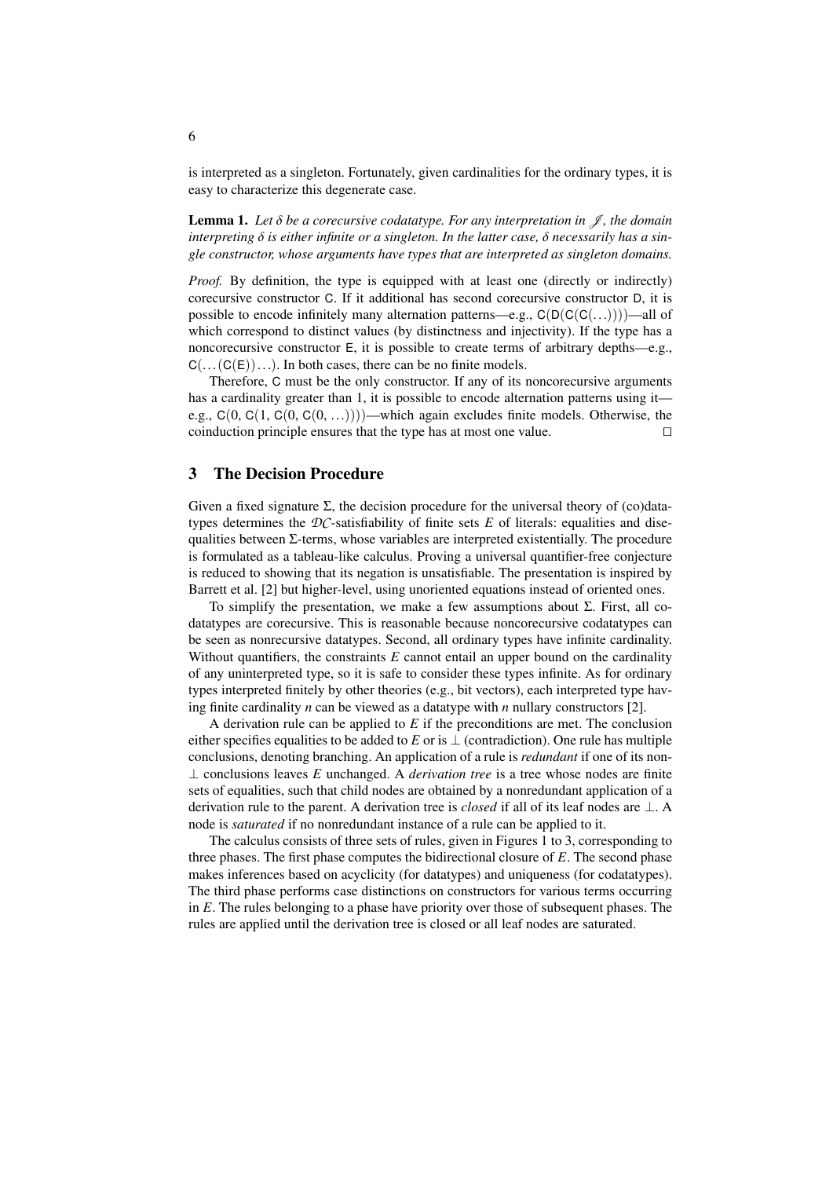is interpreted as a singleton. Fortunately, given cardinalities for the ordinary types, it is easy to characterize this degenerate case.

**Lemma 1.** *Let $\delta$ be a corecursive codatatype. For any interpretation in $\mathscr{J}$, the domain interpreting $\delta$ is either infinite or a singleton. In the latter case, $\delta$ necessarily has a single constructor, whose arguments have types that are interpreted as singleton domains.*

*Proof.* By definition, the type is equipped with at least one (directly or indirectly) corecursive constructor C. If it additional has second corecursive constructor D, it is possible to encode infinitely many alternation patterns—e.g., $\mathtt{C}(\mathtt{D}(\mathtt{C}(\mathtt{C}(\ldots))))$—all of which correspond to distinct values (by distinctness and injectivity). If the type has a noncorecursive constructor E, it is possible to create terms of arbitrary depths—e.g., $\mathtt{C}(\ldots(\mathtt{C}(\mathtt{E}))\ldots)$. In both cases, there can be no finite models.

Therefore, C must be the only constructor. If any of its noncorecursive arguments has a cardinality greater than 1, it is possible to encode alternation patterns using it—e.g., $\mathtt{C}(0, \mathtt{C}(1, \mathtt{C}(0, \mathtt{C}(0, \ldots))))$—which again excludes finite models. Otherwise, the coinduction principle ensures that the type has at most one value. $\square$

## 3 The Decision Procedure

Given a fixed signature $\Sigma$, the decision procedure for the universal theory of (co)datatypes determines the $\mathcal{DC}$-satisfiability of finite sets $E$ of literals: equalities and disequalities between $\Sigma$-terms, whose variables are interpreted existentially. The procedure is formulated as a tableau-like calculus. Proving a universal quantifier-free conjecture is reduced to showing that its negation is unsatisfiable. The presentation is inspired by Barrett et al. [2] but higher-level, using unoriented equations instead of oriented ones.

To simplify the presentation, we make a few assumptions about $\Sigma$. First, all codatatypes are corecursive. This is reasonable because noncorecursive codatatypes can be seen as nonrecursive datatypes. Second, all ordinary types have infinite cardinality. Without quantifiers, the constraints $E$ cannot entail an upper bound on the cardinality of any uninterpreted type, so it is safe to consider these types infinite. As for ordinary types interpreted finitely by other theories (e.g., bit vectors), each interpreted type having finite cardinality $n$ can be viewed as a datatype with $n$ nullary constructors [2].

A derivation rule can be applied to $E$ if the preconditions are met. The conclusion either specifies equalities to be added to $E$ or is $\bot$ (contradiction). One rule has multiple conclusions, denoting branching. An application of a rule is *redundant* if one of its non-$\bot$ conclusions leaves $E$ unchanged. A *derivation tree* is a tree whose nodes are finite sets of equalities, such that child nodes are obtained by a nonredundant application of a derivation rule to the parent. A derivation tree is *closed* if all of its leaf nodes are $\bot$. A node is *saturated* if no nonredundant instance of a rule can be applied to it.

The calculus consists of three sets of rules, given in Figures 1 to 3, corresponding to three phases. The first phase computes the bidirectional closure of $E$. The second phase makes inferences based on acyclicity (for datatypes) and uniqueness (for codatatypes). The third phase performs case distinctions on constructors for various terms occurring in $E$. The rules belonging to a phase have priority over those of subsequent phases. The rules are applied until the derivation tree is closed or all leaf nodes are saturated.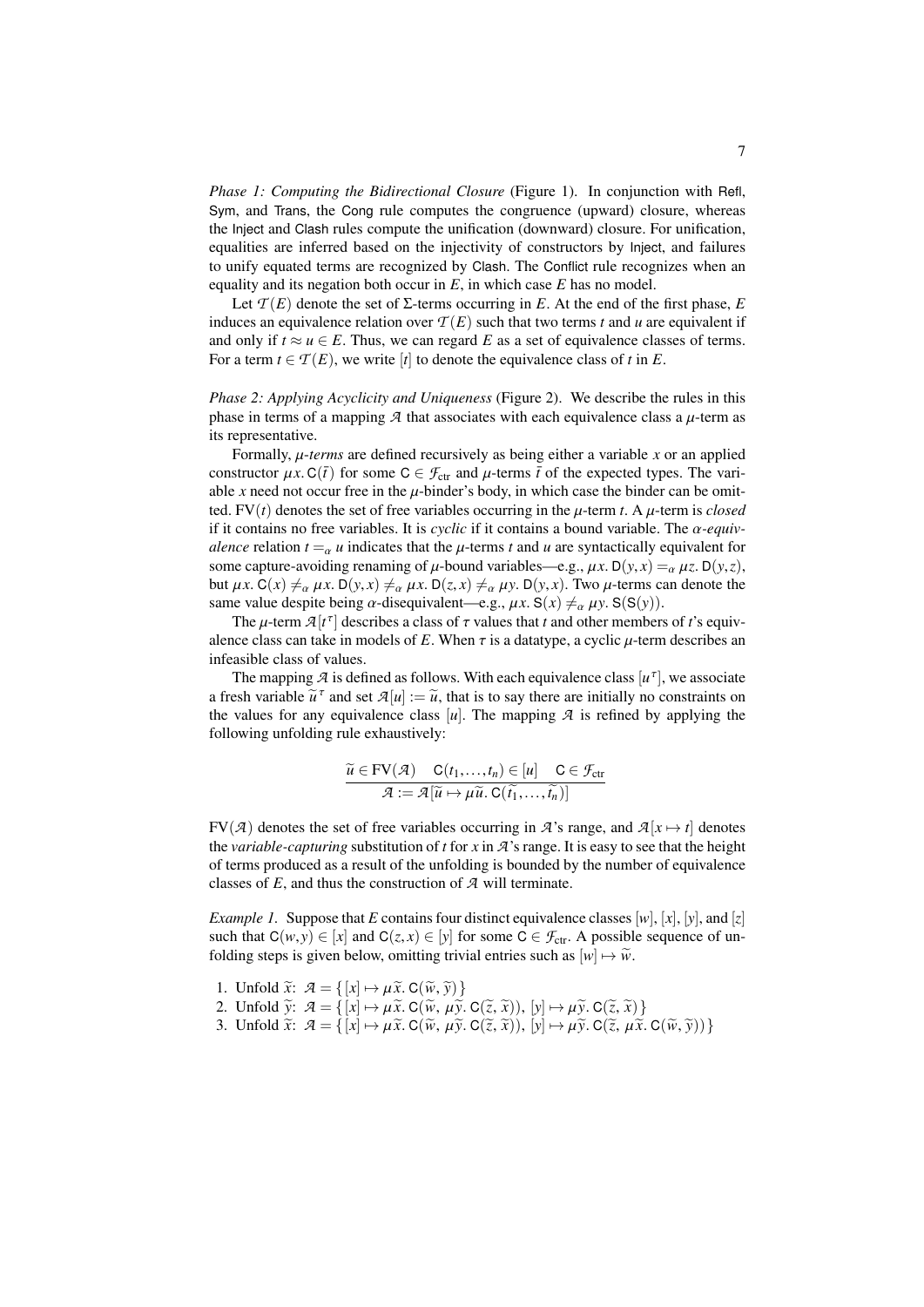*Phase 1: Computing the Bidirectional Closure* (Figure 1). In conjunction with Refl, Sym, and Trans, the Cong rule computes the congruence (upward) closure, whereas the Inject and Clash rules compute the unification (downward) closure. For unification, equalities are inferred based on the injectivity of constructors by Inject, and failures to unify equated terms are recognized by Clash. The Conflict rule recognizes when an equality and its negation both occur in $E$, in which case $E$ has no model.

Let $\mathcal{T}(E)$ denote the set of $\Sigma$-terms occurring in $E$. At the end of the first phase, $E$ induces an equivalence relation over $\mathcal{T}(E)$ such that two terms $t$ and $u$ are equivalent if and only if $t \approx u \in E$. Thus, we can regard $E$ as a set of equivalence classes of terms. For a term $t \in \mathcal{T}(E)$, we write $[t]$ to denote the equivalence class of $t$ in $E$.

*Phase 2: Applying Acyclicity and Uniqueness* (Figure 2). We describe the rules in this phase in terms of a mapping $\mathcal{A}$ that associates with each equivalence class a $\mu$-term as its representative.

Formally, *$\mu$-terms* are defined recursively as being either a variable $x$ or an applied constructor $\mu x.\, \mathsf{C}(\bar{t})$ for some $\mathsf{C} \in \mathcal{F}_{\text{ctr}}$ and $\mu$-terms $\bar{t}$ of the expected types. The variable $x$ need not occur free in the $\mu$-binder's body, in which case the binder can be omitted. $\text{FV}(t)$ denotes the set of free variables occurring in the $\mu$-term $t$. A $\mu$-term is *closed* if it contains no free variables. It is *cyclic* if it contains a bound variable. The *$\alpha$-equivalence* relation $t =_\alpha u$ indicates that the $\mu$-terms $t$ and $u$ are syntactically equivalent for some capture-avoiding renaming of $\mu$-bound variables—e.g., $\mu x.\, \mathsf{D}(y,x) =_\alpha \mu z.\, \mathsf{D}(y,z)$, but $\mu x.\, \mathsf{C}(x) \neq_\alpha \mu x.\, \mathsf{D}(y,x) \neq_\alpha \mu x.\, \mathsf{D}(z,x) \neq_\alpha \mu y.\, \mathsf{D}(y,x)$. Two $\mu$-terms can denote the same value despite being $\alpha$-disequivalent—e.g., $\mu x.\, \mathsf{S}(x) \neq_\alpha \mu y.\, \mathsf{S}(\mathsf{S}(y))$.

The $\mu$-term $\mathcal{A}[t^\tau]$ describes a class of $\tau$ values that $t$ and other members of $t$'s equivalence class can take in models of $E$. When $\tau$ is a datatype, a cyclic $\mu$-term describes an infeasible class of values.

The mapping $\mathcal{A}$ is defined as follows. With each equivalence class $[u^\tau]$, we associate a fresh variable $\widetilde{u}^\tau$ and set $\mathcal{A}[u] := \widetilde{u}$, that is to say there are initially no constraints on the values for any equivalence class $[u]$. The mapping $\mathcal{A}$ is refined by applying the following unfolding rule exhaustively:

$$\frac{\widetilde{u} \in \text{FV}(\mathcal{A}) \quad \mathsf{C}(t_1, \ldots, t_n) \in [u] \quad \mathsf{C} \in \mathcal{F}_{\text{ctr}}}{\mathcal{A} := \mathcal{A}[\widetilde{u} \mapsto \mu\widetilde{u}.\, \mathsf{C}(\widetilde{t_1}, \ldots, \widetilde{t_n})]}$$

$\text{FV}(\mathcal{A})$ denotes the set of free variables occurring in $\mathcal{A}$'s range, and $\mathcal{A}[x \mapsto t]$ denotes the *variable-capturing* substitution of $t$ for $x$ in $\mathcal{A}$'s range. It is easy to see that the height of terms produced as a result of the unfolding is bounded by the number of equivalence classes of $E$, and thus the construction of $\mathcal{A}$ will terminate.

*Example 1.* Suppose that $E$ contains four distinct equivalence classes $[w]$, $[x]$, $[y]$, and $[z]$ such that $\mathsf{C}(w,y) \in [x]$ and $\mathsf{C}(z,x) \in [y]$ for some $\mathsf{C} \in \mathcal{F}_{\text{ctr}}$. A possible sequence of unfolding steps is given below, omitting trivial entries such as $[w] \mapsto \widetilde{w}$.

1. Unfold $\widetilde{x}$: $\mathcal{A} = \{\, [x] \mapsto \mu\widetilde{x}.\, \mathsf{C}(\widetilde{w}, \widetilde{y}) \,\}$
2. Unfold $\widetilde{y}$: $\mathcal{A} = \{\, [x] \mapsto \mu\widetilde{x}.\, \mathsf{C}(\widetilde{w},\, \mu\widetilde{y}.\, \mathsf{C}(\widetilde{z}, \widetilde{x})),\ [y] \mapsto \mu\widetilde{y}.\, \mathsf{C}(\widetilde{z}, \widetilde{x}) \,\}$
3. Unfold $\widetilde{x}$: $\mathcal{A} = \{\, [x] \mapsto \mu\widetilde{x}.\, \mathsf{C}(\widetilde{w},\, \mu\widetilde{y}.\, \mathsf{C}(\widetilde{z}, \widetilde{x})),\ [y] \mapsto \mu\widetilde{y}.\, \mathsf{C}(\widetilde{z},\, \mu\widetilde{x}.\, \mathsf{C}(\widetilde{w}, \widetilde{y})) \,\}$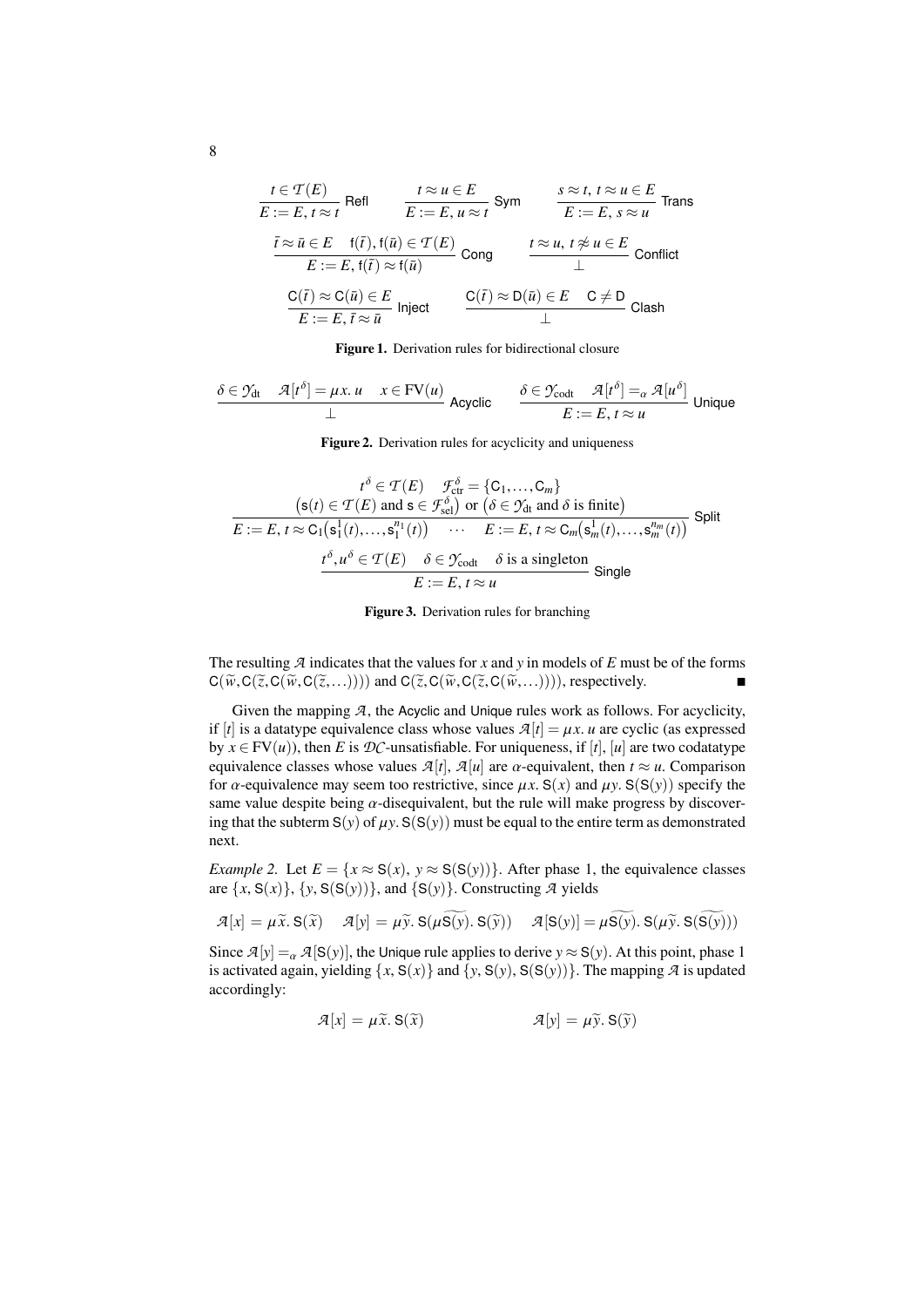$$\frac{t \in \mathcal{T}(E)}{E := E,\, t \approx t}\ \mathsf{Refl} \qquad \frac{t \approx u \in E}{E := E,\, u \approx t}\ \mathsf{Sym} \qquad \frac{s \approx t,\, t \approx u \in E}{E := E,\, s \approx u}\ \mathsf{Trans}$$

$$\frac{\bar{t} \approx \bar{u} \in E \quad \mathsf{f}(\bar{t}), \mathsf{f}(\bar{u}) \in \mathcal{T}(E)}{E := E,\, \mathsf{f}(\bar{t}) \approx \mathsf{f}(\bar{u})}\ \mathsf{Cong} \qquad \frac{t \approx u,\, t \not\approx u \in E}{\bot}\ \mathsf{Conflict}$$

$$\frac{\mathsf{C}(\bar{t}) \approx \mathsf{C}(\bar{u}) \in E}{E := E,\, \bar{t} \approx \bar{u}}\ \mathsf{Inject} \qquad \frac{\mathsf{C}(\bar{t}) \approx \mathsf{D}(\bar{u}) \in E \quad \mathsf{C} \neq \mathsf{D}}{\bot}\ \mathsf{Clash}$$

**Figure 1.** Derivation rules for bidirectional closure

$$\frac{\delta \in \mathcal{Y}_{\mathrm{dt}} \quad \mathcal{A}[t^\delta] = \mu x.\, u \quad x \in \mathrm{FV}(u)}{\bot}\ \mathsf{Acyclic} \qquad \frac{\delta \in \mathcal{Y}_{\mathrm{codt}} \quad \mathcal{A}[t^\delta] =_\alpha \mathcal{A}[u^\delta]}{E := E,\, t \approx u}\ \mathsf{Unique}$$

**Figure 2.** Derivation rules for acyclicity and uniqueness

$$\frac{\begin{array}{c} t^\delta \in \mathcal{T}(E) \quad \mathcal{F}^\delta_{\mathrm{ctr}} = \{\mathsf{C}_1, \ldots, \mathsf{C}_m\} \\ \big(\mathsf{s}(t) \in \mathcal{T}(E) \text{ and } \mathsf{s} \in \mathcal{F}^\delta_{\mathrm{sel}}\big) \text{ or } \big(\delta \in \mathcal{Y}_{\mathrm{dt}} \text{ and } \delta \text{ is finite}\big) \end{array}}{E := E,\, t \approx \mathsf{C}_1\big(\mathsf{s}_1^1(t), \ldots, \mathsf{s}_1^{n_1}(t)\big) \quad \cdots \quad E := E,\, t \approx \mathsf{C}_m\big(\mathsf{s}_m^1(t), \ldots, \mathsf{s}_m^{n_m}(t)\big)}\ \mathsf{Split}$$

$$\frac{t^\delta, u^\delta \in \mathcal{T}(E) \quad \delta \in \mathcal{Y}_{\mathrm{codt}} \quad \delta \text{ is a singleton}}{E := E,\, t \approx u}\ \mathsf{Single}$$

**Figure 3.** Derivation rules for branching

The resulting $\mathcal{A}$ indicates that the values for $x$ and $y$ in models of $E$ must be of the forms $\mathsf{C}(\widetilde{w}, \mathsf{C}(\widetilde{z}, \mathsf{C}(\widetilde{w}, \mathsf{C}(\widetilde{z}, \ldots))))$ and $\mathsf{C}(\widetilde{z}, \mathsf{C}(\widetilde{w}, \mathsf{C}(\widetilde{z}, \mathsf{C}(\widetilde{w}, \ldots))))$, respectively. ■

Given the mapping $\mathcal{A}$, the Acyclic and Unique rules work as follows. For acyclicity, if $[t]$ is a datatype equivalence class whose values $\mathcal{A}[t] = \mu x.\, u$ are cyclic (as expressed by $x \in \mathrm{FV}(u)$), then $E$ is $\mathcal{DC}$-unsatisfiable. For uniqueness, if $[t]$, $[u]$ are two codatatype equivalence classes whose values $\mathcal{A}[t]$, $\mathcal{A}[u]$ are $\alpha$-equivalent, then $t \approx u$. Comparison for $\alpha$-equivalence may seem too restrictive, since $\mu x.\, \mathsf{S}(x)$ and $\mu y.\, \mathsf{S}(\mathsf{S}(y))$ specify the same value despite being $\alpha$-disequivalent, but the rule will make progress by discovering that the subterm $\mathsf{S}(y)$ of $\mu y.\, \mathsf{S}(\mathsf{S}(y))$ must be equal to the entire term as demonstrated next.

*Example 2.* Let $E = \{x \approx \mathsf{S}(x),\ y \approx \mathsf{S}(\mathsf{S}(y))\}$. After phase 1, the equivalence classes are $\{x, \mathsf{S}(x)\}$, $\{y, \mathsf{S}(\mathsf{S}(y))\}$, and $\{\mathsf{S}(y)\}$. Constructing $\mathcal{A}$ yields

$$\mathcal{A}[x] = \mu\widetilde{x}.\, \mathsf{S}(\widetilde{x}) \qquad \mathcal{A}[y] = \mu\widetilde{y}.\, \mathsf{S}(\mu\widetilde{\mathsf{S}(y)}.\, \mathsf{S}(\widetilde{y})) \qquad \mathcal{A}[\mathsf{S}(y)] = \mu\widetilde{\mathsf{S}(y)}.\, \mathsf{S}(\mu\widetilde{y}.\, \mathsf{S}(\widetilde{\mathsf{S}(y)}))$$

Since $\mathcal{A}[y] =_\alpha \mathcal{A}[\mathsf{S}(y)]$, the Unique rule applies to derive $y \approx \mathsf{S}(y)$. At this point, phase 1 is activated again, yielding $\{x, \mathsf{S}(x)\}$ and $\{y, \mathsf{S}(y), \mathsf{S}(\mathsf{S}(y))\}$. The mapping $\mathcal{A}$ is updated accordingly:

$$\mathcal{A}[x] = \mu\widetilde{x}.\, \mathsf{S}(\widetilde{x}) \qquad\qquad \mathcal{A}[y] = \mu\widetilde{y}.\, \mathsf{S}(\widetilde{y})$$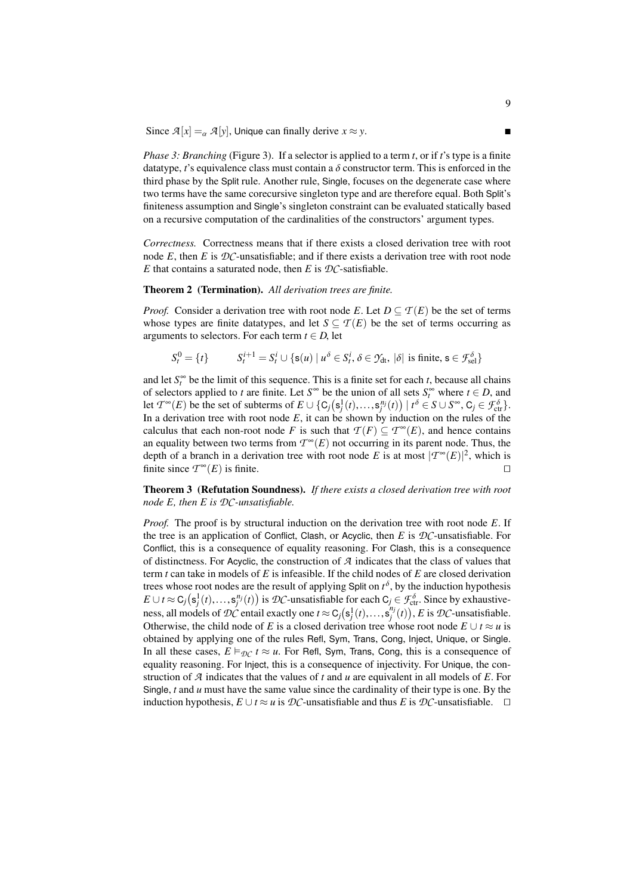Since $\mathcal{A}[x] =_\alpha \mathcal{A}[y]$, Unique can finally derive $x \approx y$. ■

*Phase 3: Branching* (Figure 3). If a selector is applied to a term $t$, or if $t$'s type is a finite datatype, $t$'s equivalence class must contain a $\delta$ constructor term. This is enforced in the third phase by the Split rule. Another rule, Single, focuses on the degenerate case where two terms have the same corecursive singleton type and are therefore equal. Both Split's finiteness assumption and Single's singleton constraint can be evaluated statically based on a recursive computation of the cardinalities of the constructors' argument types.

*Correctness.* Correctness means that if there exists a closed derivation tree with root node $E$, then $E$ is $\mathcal{DC}$-unsatisfiable; and if there exists a derivation tree with root node $E$ that contains a saturated node, then $E$ is $\mathcal{DC}$-satisfiable.

**Theorem 2 (Termination).** *All derivation trees are finite.*

*Proof.* Consider a derivation tree with root node $E$. Let $D \subseteq \mathcal{T}(E)$ be the set of terms whose types are finite datatypes, and let $S \subseteq \mathcal{T}(E)$ be the set of terms occurring as arguments to selectors. For each term $t \in D$, let

$$S_t^0 = \{t\} \qquad S_t^{i+1} = S_t^i \cup \{\mathsf{s}(u) \mid u^\delta \in S_t^i,\, \delta \in \mathcal{Y}_{\text{dt}},\, |\delta| \text{ is finite},\, \mathsf{s} \in \mathcal{F}_{\text{sel}}^\delta\}$$

and let $S_t^\infty$ be the limit of this sequence. This is a finite set for each $t$, because all chains of selectors applied to $t$ are finite. Let $S^\infty$ be the union of all sets $S_t^\infty$ where $t \in D$, and let $\mathcal{T}^\infty(E)$ be the set of subterms of $E \cup \{\mathsf{C}_j(\mathsf{s}_j^1(t), \ldots, \mathsf{s}_j^{n_j}(t)) \mid t^\delta \in S \cup S^\infty,\, \mathsf{C}_j \in \mathcal{F}_{\text{ctr}}^\delta\}$. In a derivation tree with root node $E$, it can be shown by induction on the rules of the calculus that each non-root node $F$ is such that $\mathcal{T}(F) \subseteq \mathcal{T}^\infty(E)$, and hence contains an equality between two terms from $\mathcal{T}^\infty(E)$ not occurring in its parent node. Thus, the depth of a branch in a derivation tree with root node $E$ is at most $|\mathcal{T}^\infty(E)|^2$, which is finite since $\mathcal{T}^\infty(E)$ is finite. □

**Theorem 3 (Refutation Soundness).** *If there exists a closed derivation tree with root node E, then E is $\mathcal{DC}$-unsatisfiable.*

*Proof.* The proof is by structural induction on the derivation tree with root node $E$. If the tree is an application of Conflict, Clash, or Acyclic, then $E$ is $\mathcal{DC}$-unsatisfiable. For Conflict, this is a consequence of equality reasoning. For Clash, this is a consequence of distinctness. For Acyclic, the construction of $\mathcal{A}$ indicates that the class of values that term $t$ can take in models of $E$ is infeasible. If the child nodes of $E$ are closed derivation trees whose root nodes are the result of applying Split on $t^\delta$, by the induction hypothesis $E \cup t \approx \mathsf{C}_j(\mathsf{s}_j^1(t), \ldots, \mathsf{s}_j^{n_j}(t))$ is $\mathcal{DC}$-unsatisfiable for each $\mathsf{C}_j \in \mathcal{F}_{\text{ctr}}^\delta$. Since by exhaustiveness, all models of $\mathcal{DC}$ entail exactly one $t \approx \mathsf{C}_j(\mathsf{s}_j^1(t), \ldots, \mathsf{s}_j^{n_j}(t))$, $E$ is $\mathcal{DC}$-unsatisfiable. Otherwise, the child node of $E$ is a closed derivation tree whose root node $E \cup t \approx u$ is obtained by applying one of the rules Refl, Sym, Trans, Cong, Inject, Unique, or Single. In all these cases, $E \vDash_{\mathcal{DC}} t \approx u$. For Refl, Sym, Trans, Cong, this is a consequence of equality reasoning. For Inject, this is a consequence of injectivity. For Unique, the construction of $\mathcal{A}$ indicates that the values of $t$ and $u$ are equivalent in all models of $E$. For Single, $t$ and $u$ must have the same value since the cardinality of their type is one. By the induction hypothesis, $E \cup t \approx u$ is $\mathcal{DC}$-unsatisfiable and thus $E$ is $\mathcal{DC}$-unsatisfiable. □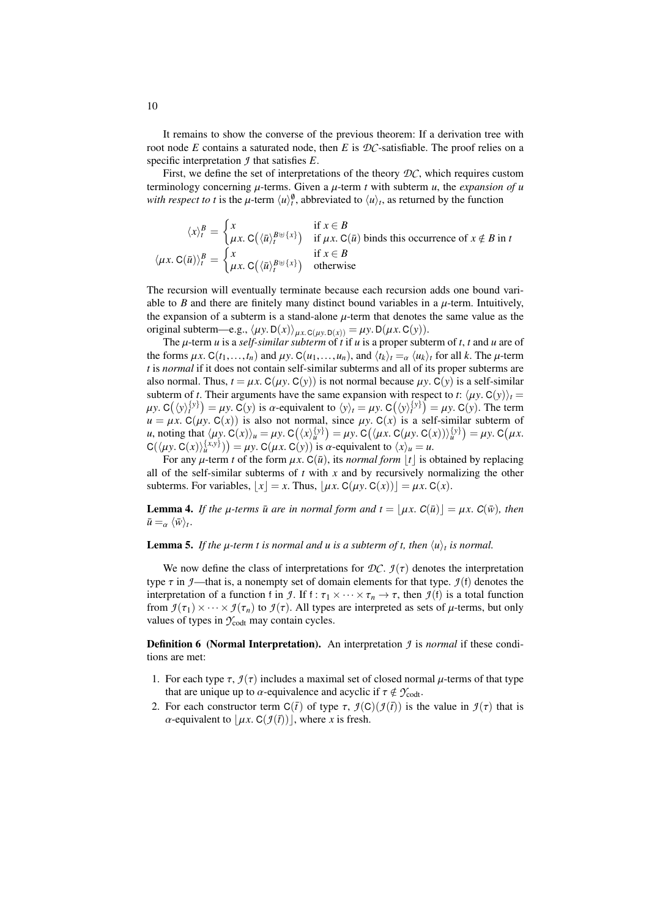It remains to show the converse of the previous theorem: If a derivation tree with root node $E$ contains a saturated node, then $E$ is $\mathcal{DC}$-satisfiable. The proof relies on a specific interpretation $\mathcal{I}$ that satisfies $E$.

First, we define the set of interpretations of the theory $\mathcal{DC}$, which requires custom terminology concerning $\mu$-terms. Given a $\mu$-term $t$ with subterm $u$, the *expansion of $u$ with respect to $t$* is the $\mu$-term $\langle u \rangle_t^{\emptyset}$, abbreviated to $\langle u \rangle_t$, as returned by the function

$$
\langle x \rangle_t^B = \begin{cases} x & \text{if } x \in B \\ \mu x.\, \mathsf{C}\big(\langle \bar{u} \rangle_t^{B \uplus \{x\}}\big) & \text{if } \mu x.\, \mathsf{C}(\bar{u}) \text{ binds this occurrence of } x \notin B \text{ in } t \end{cases}
$$

$$
\langle \mu x.\, \mathsf{C}(\bar{u}) \rangle_t^B = \begin{cases} x & \text{if } x \in B \\ \mu x.\, \mathsf{C}\big(\langle \bar{u} \rangle_t^{B \uplus \{x\}}\big) & \text{otherwise} \end{cases}
$$

The recursion will eventually terminate because each recursion adds one bound variable to $B$ and there are finitely many distinct bound variables in a $\mu$-term. Intuitively, the expansion of a subterm is a stand-alone $\mu$-term that denotes the same value as the original subterm—e.g., $\langle \mu y.\, \mathsf{D}(x) \rangle_{\mu x.\, \mathsf{C}(\mu y.\, \mathsf{D}(x))} = \mu y.\, \mathsf{D}(\mu x.\, \mathsf{C}(y))$.

The $\mu$-term $u$ is a *self-similar subterm* of $t$ if $u$ is a proper subterm of $t$, $t$ and $u$ are of the forms $\mu x.\, \mathsf{C}(t_1, \ldots, t_n)$ and $\mu y.\, \mathsf{C}(u_1, \ldots, u_n)$, and $\langle t_k \rangle_t =_\alpha \langle u_k \rangle_t$ for all $k$. The $\mu$-term $t$ is *normal* if it does not contain self-similar subterms and all of its proper subterms are also normal. Thus, $t = \mu x.\, \mathsf{C}(\mu y.\, \mathsf{C}(y))$ is not normal because $\mu y.\, \mathsf{C}(y)$ is a self-similar subterm of $t$. Their arguments have the same expansion with respect to $t$: $\langle \mu y.\, \mathsf{C}(y) \rangle_t = \mu y.\, \mathsf{C}\big(\langle y \rangle_t^{\{y\}}\big) = \mu y.\, \mathsf{C}(y)$ is $\alpha$-equivalent to $\langle y \rangle_t = \mu y.\, \mathsf{C}\big(\langle y \rangle_t^{\{y\}}\big) = \mu y.\, \mathsf{C}(y)$. The term $u = \mu x.\, \mathsf{C}(\mu y.\, \mathsf{C}(x))$ is also not normal, since $\mu y.\, \mathsf{C}(x)$ is a self-similar subterm of $u$, noting that $\langle \mu y.\, \mathsf{C}(x) \rangle_u = \mu y.\, \mathsf{C}\big(\langle x \rangle_u^{\{y\}}\big) = \mu y.\, \mathsf{C}\big(\langle \mu x.\, \mathsf{C}(\mu y.\, \mathsf{C}(x)) \rangle_u^{\{y\}}\big) = \mu y.\, \mathsf{C}\big(\mu x.\, \mathsf{C}(\langle \mu y.\, \mathsf{C}(x) \rangle_u^{\{x,y\}})\big) = \mu y.\, \mathsf{C}(\mu x.\, \mathsf{C}(y))$ is $\alpha$-equivalent to $\langle x \rangle_u = u$.

For any $\mu$-term $t$ of the form $\mu x.\, \mathsf{C}(\bar{u})$, its *normal form* $\lfloor t \rfloor$ is obtained by replacing all of the self-similar subterms of $t$ with $x$ and by recursively normalizing the other subterms. For variables, $\lfloor x \rfloor = x$. Thus, $\lfloor \mu x.\, \mathsf{C}(\mu y.\, \mathsf{C}(x)) \rfloor = \mu x.\, \mathsf{C}(x)$.

**Lemma 4.** *If the $\mu$-terms $\bar{u}$ are in normal form and $t = \lfloor \mu x.\, \mathsf{C}(\bar{u}) \rfloor = \mu x.\, \mathsf{C}(\bar{w})$, then $\bar{u} =_\alpha \langle \bar{w} \rangle_t$.*

**Lemma 5.** *If the $\mu$-term $t$ is normal and $u$ is a subterm of $t$, then $\langle u \rangle_t$ is normal.*

We now define the class of interpretations for $\mathcal{DC}$. $\mathcal{I}(\tau)$ denotes the interpretation type $\tau$ in $\mathcal{I}$—that is, a nonempty set of domain elements for that type. $\mathcal{I}(\mathsf{f})$ denotes the interpretation of a function $\mathsf{f}$ in $\mathcal{I}$. If $\mathsf{f} : \tau_1 \times \cdots \times \tau_n \to \tau$, then $\mathcal{I}(\mathsf{f})$ is a total function from $\mathcal{I}(\tau_1) \times \cdots \times \mathcal{I}(\tau_n)$ to $\mathcal{I}(\tau)$. All types are interpreted as sets of $\mu$-terms, but only values of types in $\mathcal{Y}_{\mathrm{codt}}$ may contain cycles.

**Definition 6 (Normal Interpretation).** An interpretation $\mathcal{I}$ is *normal* if these conditions are met:

1. For each type $\tau$, $\mathcal{I}(\tau)$ includes a maximal set of closed normal $\mu$-terms of that type that are unique up to $\alpha$-equivalence and acyclic if $\tau \notin \mathcal{Y}_{\mathrm{codt}}$.
2. For each constructor term $\mathsf{C}(\bar{t})$ of type $\tau$, $\mathcal{I}(\mathsf{C})(\mathcal{I}(\bar{t}))$ is the value in $\mathcal{I}(\tau)$ that is $\alpha$-equivalent to $\lfloor \mu x.\, \mathsf{C}(\mathcal{I}(\bar{t})) \rfloor$, where $x$ is fresh.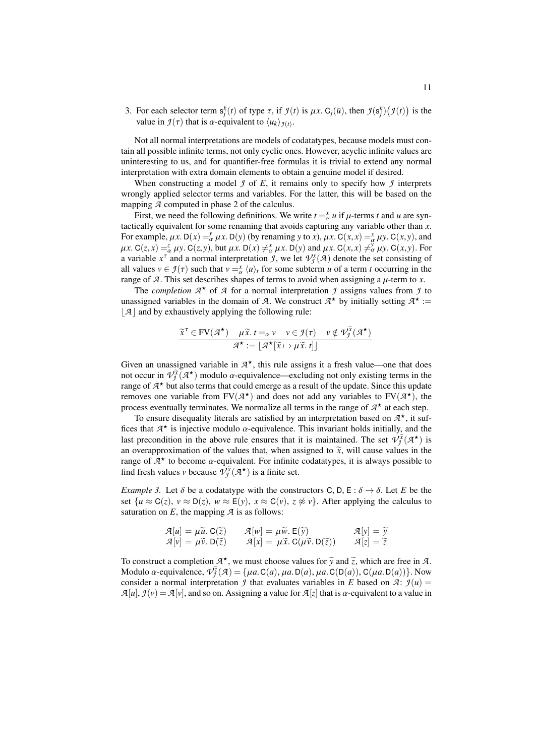3. For each selector term $\mathsf{s}_j^k(t)$ of type $\tau$, if $\mathcal{I}(t)$ is $\mu x.\, \mathsf{C}_j(\bar{u})$, then $\mathcal{I}(\mathsf{s}_j^k)\big(\mathcal{I}(t)\big)$ is the value in $\mathcal{I}(\tau)$ that is $\alpha$-equivalent to $\langle u_k \rangle_{\mathcal{I}(t)}$.

Not all normal interpretations are models of codatatypes, because models must contain all possible infinite terms, not only cyclic ones. However, acyclic infinite values are uninteresting to us, and for quantifier-free formulas it is trivial to extend any normal interpretation with extra domain elements to obtain a genuine model if desired.

When constructing a model $\mathcal{I}$ of $E$, it remains only to specify how $\mathcal{I}$ interprets wrongly applied selector terms and variables. For the latter, this will be based on the mapping $\mathcal{A}$ computed in phase 2 of the calculus.

First, we need the following definitions. We write $t =_\alpha^x u$ if $\mu$-terms $t$ and $u$ are syntactically equivalent for some renaming that avoids capturing any variable other than $x$. For example, $\mu x.\, \mathsf{D}(x) =_\alpha^y \mu x.\, \mathsf{D}(y)$ (by renaming $y$ to $x$), $\mu x.\, \mathsf{C}(x,x) =_\alpha^x \mu y.\, \mathsf{C}(x,y)$, and $\mu x.\, \mathsf{C}(z,x) =_\alpha^z \mu y.\, \mathsf{C}(z,y)$, but $\mu x.\, \mathsf{D}(x) \neq_\alpha^x \mu x.\, \mathsf{D}(y)$ and $\mu x.\, \mathsf{C}(x,x) \neq_\alpha^y \mu y.\, \mathsf{C}(x,y)$. For a variable $x^\tau$ and a normal interpretation $\mathcal{I}$, we let $\mathcal{V}_\mathcal{I}^x(\mathcal{A})$ denote the set consisting of all values $v \in \mathcal{I}(\tau)$ such that $v =_\alpha^x \langle u \rangle_t$ for some subterm $u$ of a term $t$ occurring in the range of $\mathcal{A}$. This set describes shapes of terms to avoid when assigning a $\mu$-term to $x$.

The *completion* $\mathcal{A}^\star$ of $\mathcal{A}$ for a normal interpretation $\mathcal{I}$ assigns values from $\mathcal{I}$ to unassigned variables in the domain of $\mathcal{A}$. We construct $\mathcal{A}^\star$ by initially setting $\mathcal{A}^\star := \lfloor \mathcal{A} \rfloor$ and by exhaustively applying the following rule:

$$\frac{\widetilde{x}^\tau \in \mathrm{FV}(\mathcal{A}^\star) \quad \mu\widetilde{x}.\, t =_\alpha v \quad v \in \mathcal{I}(\tau) \quad v \notin \mathcal{V}_\mathcal{I}^{\widetilde{x}}(\mathcal{A}^\star)}{\mathcal{A}^\star := \lfloor \mathcal{A}^\star[\widetilde{x} \mapsto \mu\widetilde{x}.\, t] \rfloor}$$

Given an unassigned variable in $\mathcal{A}^\star$, this rule assigns it a fresh value—one that does not occur in $\mathcal{V}_\mathcal{I}^{\widetilde{x}}(\mathcal{A}^\star)$ modulo $\alpha$-equivalence—excluding not only existing terms in the range of $\mathcal{A}^\star$ but also terms that could emerge as a result of the update. Since this update removes one variable from $\mathrm{FV}(\mathcal{A}^\star)$ and does not add any variables to $\mathrm{FV}(\mathcal{A}^\star)$, the process eventually terminates. We normalize all terms in the range of $\mathcal{A}^\star$ at each step.

To ensure disequality literals are satisfied by an interpretation based on $\mathcal{A}^\star$, it suffices that $\mathcal{A}^\star$ is injective modulo $\alpha$-equivalence. This invariant holds initially, and the last precondition in the above rule ensures that it is maintained. The set $\mathcal{V}_\mathcal{I}^{\widetilde{x}}(\mathcal{A}^\star)$ is an overapproximation of the values that, when assigned to $\widetilde{x}$, will cause values in the range of $\mathcal{A}^\star$ to become $\alpha$-equivalent. For infinite codatatypes, it is always possible to find fresh values $v$ because $\mathcal{V}_\mathcal{I}^{\widetilde{x}}(\mathcal{A}^\star)$ is a finite set.

*Example 3.* Let $\delta$ be a codatatype with the constructors $\mathsf{C}, \mathsf{D}, \mathsf{E} : \delta \to \delta$. Let $E$ be the set $\{u \approx \mathsf{C}(z),\ v \approx \mathsf{D}(z),\ w \approx \mathsf{E}(y),\ x \approx \mathsf{C}(v),\ z \not\approx v\}$. After applying the calculus to saturation on $E$, the mapping $\mathcal{A}$ is as follows:

$$\begin{array}{lll}
\mathcal{A}[u] = \mu\widetilde{u}.\, \mathsf{C}(\widetilde{z}) & \mathcal{A}[w] = \mu\widetilde{w}.\, \mathsf{E}(\widetilde{y}) & \mathcal{A}[y] = \widetilde{y} \\
\mathcal{A}[v] = \mu\widetilde{v}.\, \mathsf{D}(\widetilde{z}) & \mathcal{A}[x] = \mu\widetilde{x}.\, \mathsf{C}(\mu\widetilde{v}.\, \mathsf{D}(\widetilde{z})) & \mathcal{A}[z] = \widetilde{z}
\end{array}$$

To construct a completion $\mathcal{A}^\star$, we must choose values for $\widetilde{y}$ and $\widetilde{z}$, which are free in $\mathcal{A}$. Modulo $\alpha$-equivalence, $\mathcal{V}_\mathcal{I}^{\widetilde{z}}(\mathcal{A}) = \{\mu a.\, \mathsf{C}(a),\ \mu a.\, \mathsf{D}(a),\ \mu a.\, \mathsf{C}(\mathsf{D}(a)),\ \mathsf{C}(\mu a.\, \mathsf{D}(a))\}$. Now consider a normal interpretation $\mathcal{I}$ that evaluates variables in $E$ based on $\mathcal{A}$: $\mathcal{I}(u) = \mathcal{A}[u]$, $\mathcal{I}(v) = \mathcal{A}[v]$, and so on. Assigning a value for $\mathcal{A}[z]$ that is $\alpha$-equivalent to a value in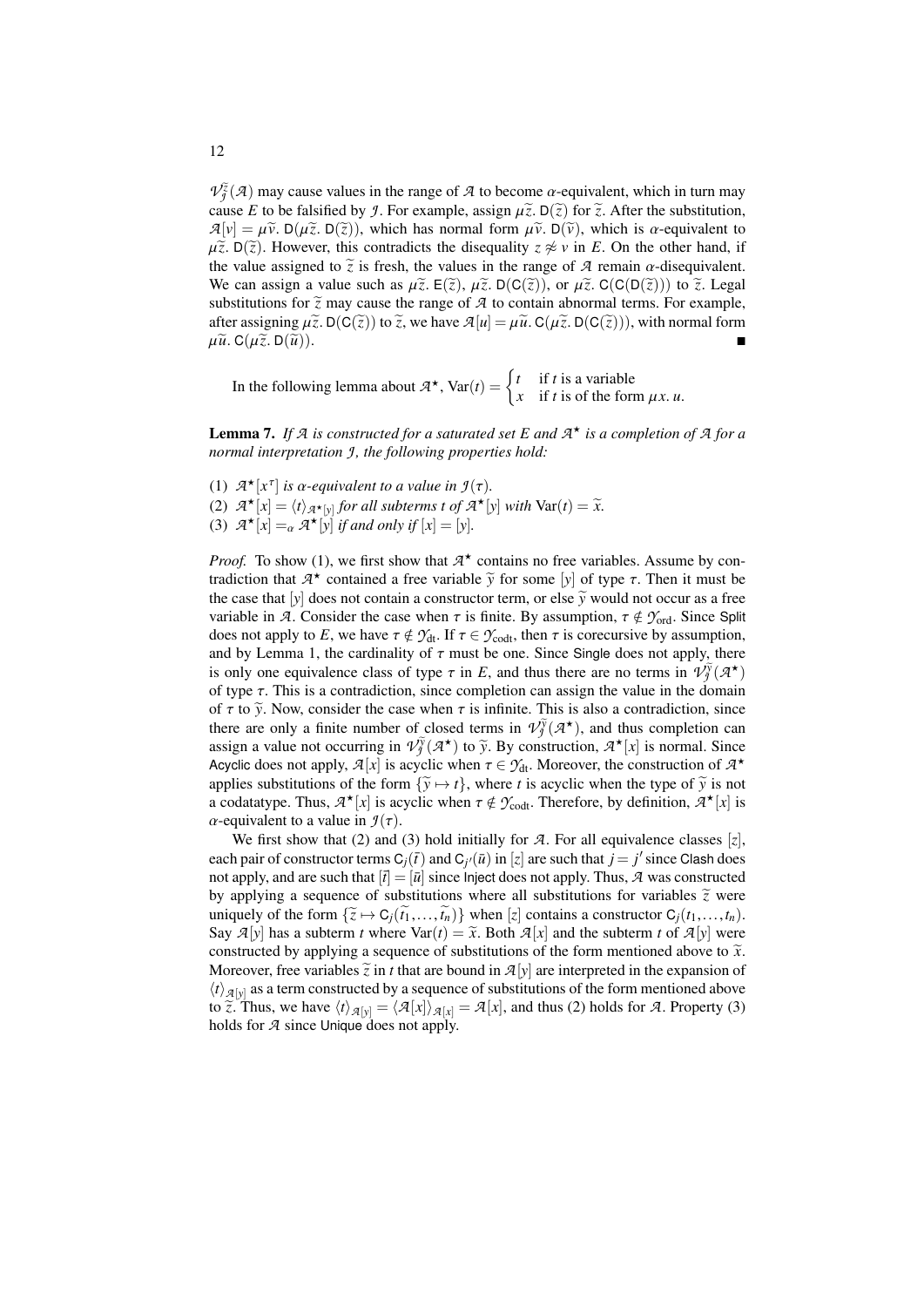$\mathcal{V}^{\widetilde{z}}_{\mathcal{J}}(\mathcal{A})$ may cause values in the range of $\mathcal{A}$ to become $\alpha$-equivalent, which in turn may cause $E$ to be falsified by $\mathcal{J}$. For example, assign $\mu\widetilde{z}.\,\mathsf{D}(\widetilde{z})$ for $\widetilde{z}$. After the substitution, $\mathcal{A}[v] = \mu\widetilde{v}.\,\mathsf{D}(\mu\widetilde{z}.\,\mathsf{D}(\widetilde{z}))$, which has normal form $\mu\widetilde{v}.\,\mathsf{D}(\widetilde{v})$, which is $\alpha$-equivalent to $\mu\widetilde{z}.\,\mathsf{D}(\widetilde{z})$. However, this contradicts the disequality $z \not\approx v$ in $E$. On the other hand, if the value assigned to $\widetilde{z}$ is fresh, the values in the range of $\mathcal{A}$ remain $\alpha$-disequivalent. We can assign a value such as $\mu\widetilde{z}.\,\mathsf{E}(\widetilde{z})$, $\mu\widetilde{z}.\,\mathsf{D}(\mathsf{C}(\widetilde{z}))$, or $\mu\widetilde{z}.\,\mathsf{C}(\mathsf{C}(\mathsf{D}(\widetilde{z})))$ to $\widetilde{z}$. Legal substitutions for $\widetilde{z}$ may cause the range of $\mathcal{A}$ to contain abnormal terms. For example, after assigning $\mu\widetilde{z}.\,\mathsf{D}(\mathsf{C}(\widetilde{z}))$ to $\widetilde{z}$, we have $\mathcal{A}[u] = \mu\widetilde{u}.\,\mathsf{C}(\mu\widetilde{z}.\,\mathsf{D}(\mathsf{C}(\widetilde{z})))$, with normal form $\mu\widetilde{u}.\,\mathsf{C}(\mu\widetilde{z}.\,\mathsf{D}(\widetilde{u}))$. ∎

In the following lemma about $\mathcal{A}^\star$, $\mathrm{Var}(t) = \begin{cases} t & \text{if } t \text{ is a variable} \\ x & \text{if } t \text{ is of the form } \mu x.\, u. \end{cases}$

**Lemma 7.** *If $\mathcal{A}$ is constructed for a saturated set $E$ and $\mathcal{A}^\star$ is a completion of $\mathcal{A}$ for a normal interpretation $\mathcal{J}$, the following properties hold:*

(1) $\mathcal{A}^\star[x^\tau]$ *is $\alpha$-equivalent to a value in $\mathcal{J}(\tau)$.*
(2) $\mathcal{A}^\star[x] = \langle t\rangle_{\mathcal{A}^\star[y]}$ *for all subterms $t$ of $\mathcal{A}^\star[y]$ with $\mathrm{Var}(t) = \widetilde{x}$.*
(3) $\mathcal{A}^\star[x] =_\alpha \mathcal{A}^\star[y]$ *if and only if $[x] = [y]$.*

*Proof.* To show (1), we first show that $\mathcal{A}^\star$ contains no free variables. Assume by contradiction that $\mathcal{A}^\star$ contained a free variable $\widetilde{y}$ for some $[y]$ of type $\tau$. Then it must be the case that $[y]$ does not contain a constructor term, or else $\widetilde{y}$ would not occur as a free variable in $\mathcal{A}$. Consider the case when $\tau$ is finite. By assumption, $\tau \notin \mathcal{Y}_{\mathrm{ord}}$. Since Split does not apply to $E$, we have $\tau \notin \mathcal{Y}_{\mathrm{dt}}$. If $\tau \in \mathcal{Y}_{\mathrm{codt}}$, then $\tau$ is corecursive by assumption, and by Lemma 1, the cardinality of $\tau$ must be one. Since Single does not apply, there is only one equivalence class of type $\tau$ in $E$, and thus there are no terms in $\mathcal{V}^{\widetilde{y}}_{\mathcal{J}}(\mathcal{A}^\star)$ of type $\tau$. This is a contradiction, since completion can assign the value in the domain of $\tau$ to $\widetilde{y}$. Now, consider the case when $\tau$ is infinite. This is also a contradiction, since there are only a finite number of closed terms in $\mathcal{V}^{\widetilde{y}}_{\mathcal{J}}(\mathcal{A}^\star)$, and thus completion can assign a value not occurring in $\mathcal{V}^{\widetilde{y}}_{\mathcal{J}}(\mathcal{A}^\star)$ to $\widetilde{y}$. By construction, $\mathcal{A}^\star[x]$ is normal. Since Acyclic does not apply, $\mathcal{A}[x]$ is acyclic when $\tau \in \mathcal{Y}_{\mathrm{dt}}$. Moreover, the construction of $\mathcal{A}^\star$ applies substitutions of the form $\{\widetilde{y} \mapsto t\}$, where $t$ is acyclic when the type of $\widetilde{y}$ is not a codatatype. Thus, $\mathcal{A}^\star[x]$ is acyclic when $\tau \notin \mathcal{Y}_{\mathrm{codt}}$. Therefore, by definition, $\mathcal{A}^\star[x]$ is $\alpha$-equivalent to a value in $\mathcal{J}(\tau)$.

We first show that (2) and (3) hold initially for $\mathcal{A}$. For all equivalence classes $[z]$, each pair of constructor terms $\mathsf{C}_j(\bar{t})$ and $\mathsf{C}_{j'}(\bar{u})$ in $[z]$ are such that $j = j'$ since Clash does not apply, and are such that $[\bar{t}] = [\bar{u}]$ since Inject does not apply. Thus, $\mathcal{A}$ was constructed by applying a sequence of substitutions where all substitutions for variables $\widetilde{z}$ were uniquely of the form $\{\widetilde{z} \mapsto \mathsf{C}_j(\widetilde{t_1}, \ldots, \widetilde{t_n})\}$ when $[z]$ contains a constructor $\mathsf{C}_j(t_1, \ldots, t_n)$. Say $\mathcal{A}[y]$ has a subterm $t$ where $\mathrm{Var}(t) = \widetilde{x}$. Both $\mathcal{A}[x]$ and the subterm $t$ of $\mathcal{A}[y]$ were constructed by applying a sequence of substitutions of the form mentioned above to $\widetilde{x}$. Moreover, free variables $\widetilde{z}$ in $t$ that are bound in $\mathcal{A}[y]$ are interpreted in the expansion of $\langle t\rangle_{\mathcal{A}[y]}$ as a term constructed by a sequence of substitutions of the form mentioned above to $\widetilde{z}$. Thus, we have $\langle t\rangle_{\mathcal{A}[y]} = \langle \mathcal{A}[x]\rangle_{\mathcal{A}[x]} = \mathcal{A}[x]$, and thus (2) holds for $\mathcal{A}$. Property (3) holds for $\mathcal{A}$ since Unique does not apply.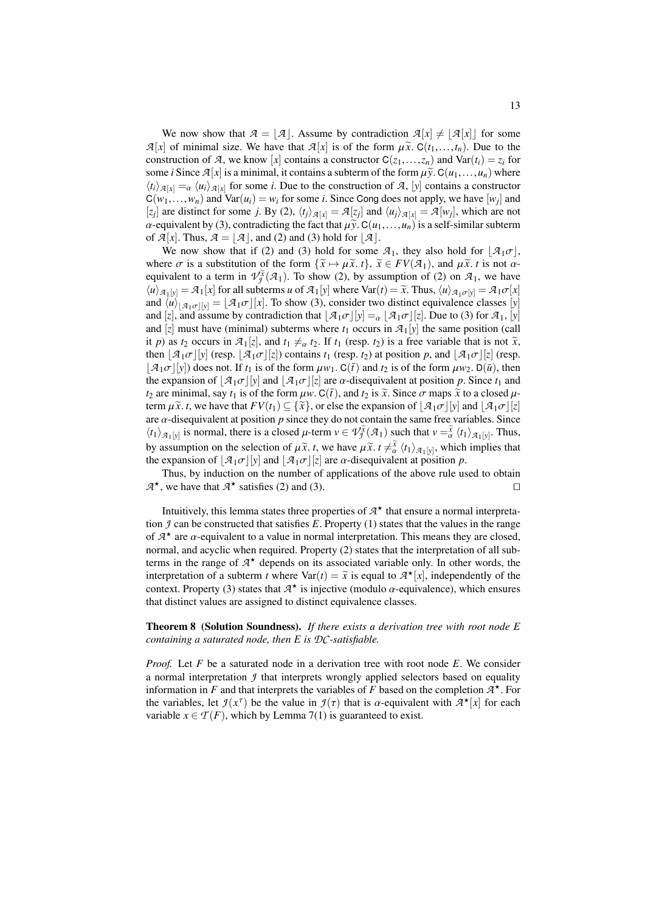We now show that $\mathcal{A} = \lfloor \mathcal{A} \rfloor$. Assume by contradiction $\mathcal{A}[x] \neq \lfloor \mathcal{A}[x] \rfloor$ for some $\mathcal{A}[x]$ of minimal size. We have that $\mathcal{A}[x]$ is of the form $\mu\widetilde{x}.\ \mathsf{C}(t_1,\ldots,t_n)$. Due to the construction of $\mathcal{A}$, we know $[x]$ contains a constructor $\mathsf{C}(z_1,\ldots,z_n)$ and $\mathrm{Var}(t_i) = z_i$ for some $i$ Since $\mathcal{A}[x]$ is a minimal, it contains a subterm of the form $\mu\widetilde{y}.\ \mathsf{C}(u_1,\ldots,u_n)$ where $\langle t_i \rangle_{\mathcal{A}[x]} =_\alpha \langle u_i \rangle_{\mathcal{A}[x]}$ for some $i$. Due to the construction of $\mathcal{A}$, $[y]$ contains a constructor $\mathsf{C}(w_1,\ldots,w_n)$ and $\mathrm{Var}(u_i) = w_i$ for some $i$. Since Cong does not apply, we have $[w_j]$ and $[z_j]$ are distinct for some $j$. By (2), $\langle t_j \rangle_{\mathcal{A}[x]} = \mathcal{A}[z_j]$ and $\langle u_j \rangle_{\mathcal{A}[x]} = \mathcal{A}[w_j]$, which are not $\alpha$-equivalent by (3), contradicting the fact that $\mu\widetilde{y}.\ \mathsf{C}(u_1,\ldots,u_n)$ is a self-similar subterm of $\mathcal{A}[x]$. Thus, $\mathcal{A} = \lfloor \mathcal{A} \rfloor$, and (2) and (3) hold for $\lfloor \mathcal{A} \rfloor$.

We now show that if (2) and (3) hold for some $\mathcal{A}_1$, they also hold for $\lfloor \mathcal{A}_1\sigma \rfloor$, where $\sigma$ is a substitution of the form $\{\widetilde{x} \mapsto \mu\widetilde{x}.\ t\}$, $\widetilde{x} \in FV(\mathcal{A}_1)$, and $\mu\widetilde{x}.\ t$ is not $\alpha$-equivalent to a term in $\mathcal{V}_{\mathcal{J}}^{\widetilde{x}}(\mathcal{A}_1)$. To show (2), by assumption of (2) on $\mathcal{A}_1$, we have $\langle u \rangle_{\mathcal{A}_1[y]} = \mathcal{A}_1[x]$ for all subterms $u$ of $\mathcal{A}_1[y]$ where $\mathrm{Var}(t) = \widetilde{x}$. Thus, $\langle u \rangle_{\mathcal{A}_1\sigma[y]} = \mathcal{A}_1\sigma[x]$ and $\langle u \rangle_{\lfloor \mathcal{A}_1\sigma \rfloor[y]} = \lfloor \mathcal{A}_1\sigma \rfloor[x]$. To show (3), consider two distinct equivalence classes $[y]$ and $[z]$, and assume by contradiction that $\lfloor \mathcal{A}_1\sigma \rfloor[y] =_\alpha \lfloor \mathcal{A}_1\sigma \rfloor[z]$. Due to (3) for $\mathcal{A}_1$, $[y]$ and $[z]$ must have (minimal) subterms where $t_1$ occurs in $\mathcal{A}_1[y]$ the same position (call it $p$) as $t_2$ occurs in $\mathcal{A}_1[z]$, and $t_1 \neq_\alpha t_2$. If $t_1$ (resp. $t_2$) is a free variable that is not $\widetilde{x}$, then $\lfloor \mathcal{A}_1\sigma \rfloor[y]$ (resp. $\lfloor \mathcal{A}_1\sigma \rfloor[z]$) contains $t_1$ (resp. $t_2$) at position $p$, and $\lfloor \mathcal{A}_1\sigma \rfloor[z]$ (resp. $\lfloor \mathcal{A}_1\sigma \rfloor[y]$) does not. If $t_1$ is of the form $\mu w_1.\ \mathsf{C}(\bar{t})$ and $t_2$ is of the form $\mu w_2.\ \mathsf{D}(\bar{u})$, then the expansion of $\lfloor \mathcal{A}_1\sigma \rfloor[y]$ and $\lfloor \mathcal{A}_1\sigma \rfloor[z]$ are $\alpha$-disequivalent at position $p$. Since $t_1$ and $t_2$ are minimal, say $t_1$ is of the form $\mu w.\ \mathsf{C}(\bar{t})$, and $t_2$ is $\widetilde{x}$. Since $\sigma$ maps $\widetilde{x}$ to a closed $\mu$-term $\mu\widetilde{x}.\ t$, we have that $FV(t_1) \subseteq \{\widetilde{x}\}$, or else the expansion of $\lfloor \mathcal{A}_1\sigma \rfloor[y]$ and $\lfloor \mathcal{A}_1\sigma \rfloor[z]$ are $\alpha$-disequivalent at position $p$ since they do not contain the same free variables. Since $\langle t_1 \rangle_{\mathcal{A}_1[y]}$ is normal, there is a closed $\mu$-term $v \in \mathcal{V}_{\mathcal{J}}^{\widetilde{x}}(\mathcal{A}_1)$ such that $v =_\alpha^{\widetilde{x}} \langle t_1 \rangle_{\mathcal{A}_1[y]}$. Thus, by assumption on the selection of $\mu\widetilde{x}.\ t$, we have $\mu\widetilde{x}.\ t \neq_\alpha^{\widetilde{x}} \langle t_1 \rangle_{\mathcal{A}_1[y]}$, which implies that the expansion of $\lfloor \mathcal{A}_1\sigma \rfloor[y]$ and $\lfloor \mathcal{A}_1\sigma \rfloor[z]$ are $\alpha$-disequivalent at position $p$.

Thus, by induction on the number of applications of the above rule used to obtain $\mathcal{A}^\star$, we have that $\mathcal{A}^\star$ satisfies (2) and (3). $\square$

Intuitively, this lemma states three properties of $\mathcal{A}^\star$ that ensure a normal interpretation $\mathcal{J}$ can be constructed that satisfies $E$. Property (1) states that the values in the range of $\mathcal{A}^\star$ are $\alpha$-equivalent to a value in normal interpretation. This means they are closed, normal, and acyclic when required. Property (2) states that the interpretation of all subterms in the range of $\mathcal{A}^\star$ depends on its associated variable only. In other words, the interpretation of a subterm $t$ where $\mathrm{Var}(t) = \widetilde{x}$ is equal to $\mathcal{A}^\star[x]$, independently of the context. Property (3) states that $\mathcal{A}^\star$ is injective (modulo $\alpha$-equivalence), which ensures that distinct values are assigned to distinct equivalence classes.

**Theorem 8 (Solution Soundness).** *If there exists a derivation tree with root node $E$ containing a saturated node, then $E$ is $\mathcal{DC}$-satisfiable.*

*Proof.* Let $F$ be a saturated node in a derivation tree with root node $E$. We consider a normal interpretation $\mathcal{J}$ that interprets wrongly applied selectors based on equality information in $F$ and that interprets the variables of $F$ based on the completion $\mathcal{A}^\star$. For the variables, let $\mathcal{J}(x^\tau)$ be the value in $\mathcal{J}(\tau)$ that is $\alpha$-equivalent with $\mathcal{A}^\star[x]$ for each variable $x \in \mathcal{T}(F)$, which by Lemma 7(1) is guaranteed to exist.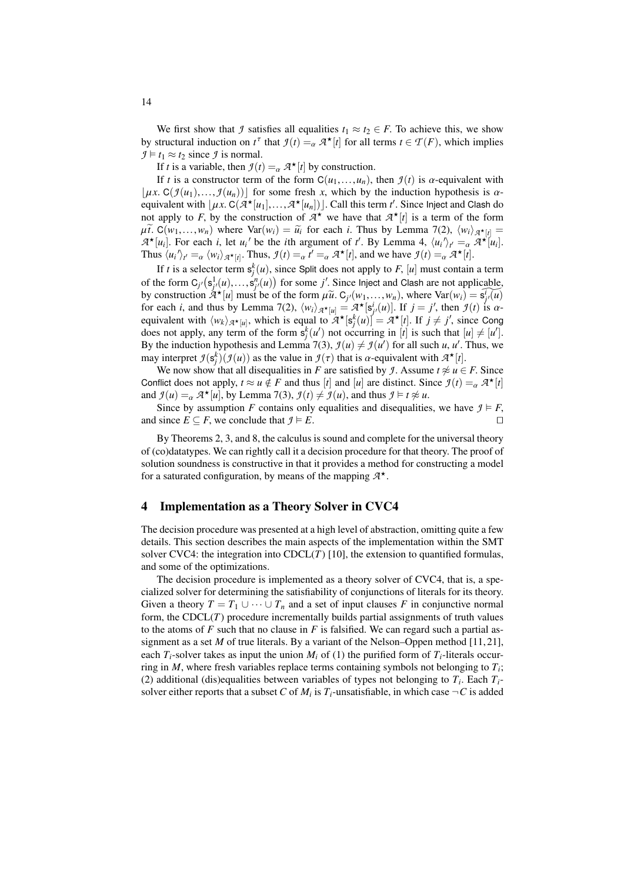We first show that $\mathcal{I}$ satisfies all equalities $t_1 \approx t_2 \in F$. To achieve this, we show by structural induction on $t^\tau$ that $\mathcal{I}(t) =_\alpha \mathcal{A}^\star[t]$ for all terms $t \in \mathcal{T}(F)$, which implies $\mathcal{I} \models t_1 \approx t_2$ since $\mathcal{I}$ is normal.

If $t$ is a variable, then $\mathcal{I}(t) =_\alpha \mathcal{A}^\star[t]$ by construction.

If $t$ is a constructor term of the form $\mathsf{C}(u_1,\ldots,u_n)$, then $\mathcal{I}(t)$ is $\alpha$-equivalent with $\lfloor \mu x.\, \mathsf{C}(\mathcal{I}(u_1),\ldots,\mathcal{I}(u_n)) \rfloor$ for some fresh $x$, which by the induction hypothesis is $\alpha$-equivalent with $\lfloor \mu x.\, \mathsf{C}(\mathcal{A}^\star[u_1],\ldots,\mathcal{A}^\star[u_n]) \rfloor$. Call this term $t'$. Since Inject and Clash do not apply to $F$, by the construction of $\mathcal{A}^\star$ we have that $\mathcal{A}^\star[t]$ is a term of the form $\mu\widetilde{t}.\, \mathsf{C}(w_1,\ldots,w_n)$ where $\mathrm{Var}(w_i) = \widetilde{u_i}$ for each $i$. Thus by Lemma 7(2), $\langle w_i \rangle_{\mathcal{A}^\star[t]} = \mathcal{A}^\star[u_i]$. For each $i$, let $u_i{}'$ be the $i$th argument of $t'$. By Lemma 4, $\langle u_i{}' \rangle_{t'} =_\alpha \mathcal{A}^\star[u_i]$. Thus $\langle u_i{}' \rangle_{t'} =_\alpha \langle w_i \rangle_{\mathcal{A}^\star[t]}$. Thus, $\mathcal{I}(t) =_\alpha t' =_\alpha \mathcal{A}^\star[t]$, and we have $\mathcal{I}(t) =_\alpha \mathcal{A}^\star[t]$.

If $t$ is a selector term $\mathsf{s}_j^k(u)$, since Split does not apply to $F$, $[u]$ must contain a term of the form $\mathsf{C}_{j'}\big(\mathsf{s}_{j'}^1(u),\ldots,\mathsf{s}_{j'}^n(u)\big)$ for some $j'$. Since Inject and Clash are not applicable, by construction $\mathcal{A}^\star[u]$ must be of the form $\mu\widetilde{u}.\, \mathsf{C}_{j'}(w_1,\ldots,w_n)$, where $\mathrm{Var}(w_i) = \widetilde{\mathsf{s}_{j'}^i(u)}$ for each $i$, and thus by Lemma 7(2), $\langle w_i \rangle_{\mathcal{A}^\star[u]} = \mathcal{A}^\star[\mathsf{s}_{j'}^i(u)]$. If $j = j'$, then $\mathcal{I}(t)$ is $\alpha$-equivalent with $\langle w_k \rangle_{\mathcal{A}^\star[u]}$, which is equal to $\mathcal{A}^\star[\mathsf{s}_j^k(u)] = \mathcal{A}^\star[t]$. If $j \neq j'$, since Cong does not apply, any term of the form $\mathsf{s}_j^k(u')$ not occurring in $[t]$ is such that $[u] \neq [u']$. By the induction hypothesis and Lemma 7(3), $\mathcal{I}(u) \neq \mathcal{I}(u')$ for all such $u, u'$. Thus, we may interpret $\mathcal{I}(\mathsf{s}_j^k)(\mathcal{I}(u))$ as the value in $\mathcal{I}(\tau)$ that is $\alpha$-equivalent with $\mathcal{A}^\star[t]$.

We now show that all disequalities in $F$ are satisfied by $\mathcal{I}$. Assume $t \not\approx u \in F$. Since Conflict does not apply, $t \approx u \notin F$ and thus $[t]$ and $[u]$ are distinct. Since $\mathcal{I}(t) =_\alpha \mathcal{A}^\star[t]$ and $\mathcal{I}(u) =_\alpha \mathcal{A}^\star[u]$, by Lemma 7(3), $\mathcal{I}(t) \neq \mathcal{I}(u)$, and thus $\mathcal{I} \models t \not\approx u$.

Since by assumption $F$ contains only equalities and disequalities, we have $\mathcal{I} \models F$, and since $E \subseteq F$, we conclude that $\mathcal{I} \models E$. $\square$

By Theorems 2, 3, and 8, the calculus is sound and complete for the universal theory of (co)datatypes. We can rightly call it a decision procedure for that theory. The proof of solution soundness is constructive in that it provides a method for constructing a model for a saturated configuration, by means of the mapping $\mathcal{A}^\star$.

## 4 Implementation as a Theory Solver in CVC4

The decision procedure was presented at a high level of abstraction, omitting quite a few details. This section describes the main aspects of the implementation within the SMT solver CVC4: the integration into CDCL($T$) [10], the extension to quantified formulas, and some of the optimizations.

The decision procedure is implemented as a theory solver of CVC4, that is, a specialized solver for determining the satisfiability of conjunctions of literals for its theory. Given a theory $T = T_1 \cup \cdots \cup T_n$ and a set of input clauses $F$ in conjunctive normal form, the CDCL($T$) procedure incrementally builds partial assignments of truth values to the atoms of $F$ such that no clause in $F$ is falsified. We can regard such a partial assignment as a set $M$ of true literals. By a variant of the Nelson–Oppen method [11, 21], each $T_i$-solver takes as input the union $M_i$ of (1) the purified form of $T_i$-literals occurring in $M$, where fresh variables replace terms containing symbols not belonging to $T_i$; (2) additional (dis)equalities between variables of types not belonging to $T_i$. Each $T_i$-solver either reports that a subset $C$ of $M_i$ is $T_i$-unsatisfiable, in which case $\neg C$ is added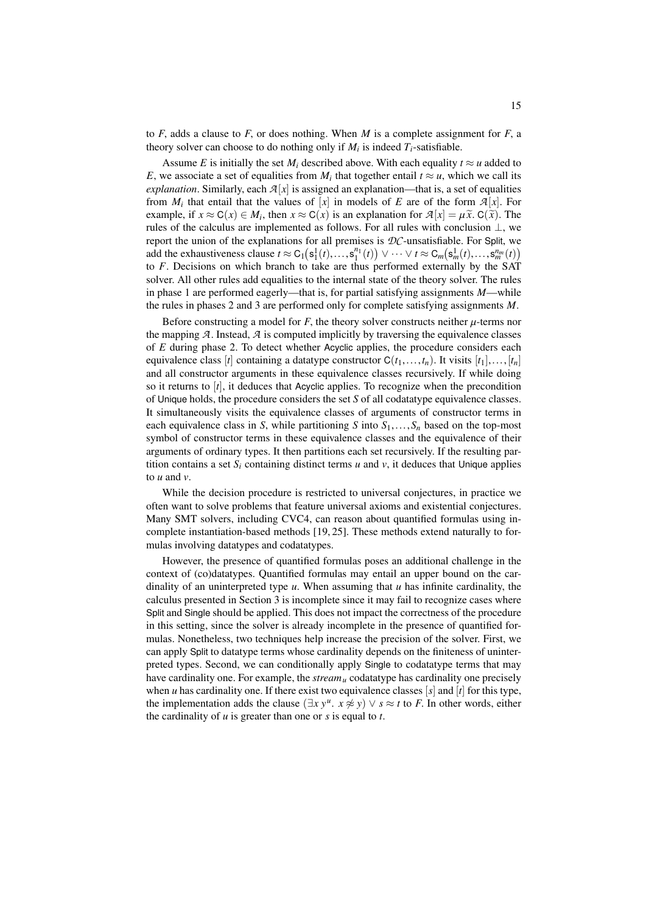to $F$, adds a clause to $F$, or does nothing. When $M$ is a complete assignment for $F$, a theory solver can choose to do nothing only if $M_i$ is indeed $T_i$-satisfiable.

Assume $E$ is initially the set $M_i$ described above. With each equality $t \approx u$ added to $E$, we associate a set of equalities from $M_i$ that together entail $t \approx u$, which we call its *explanation*. Similarly, each $\mathcal{A}[x]$ is assigned an explanation—that is, a set of equalities from $M_i$ that entail that the values of $[x]$ in models of $E$ are of the form $\mathcal{A}[x]$. For example, if $x \approx \mathsf{C}(x) \in M_i$, then $x \approx \mathsf{C}(x)$ is an explanation for $\mathcal{A}[x] = \mu\,\widetilde{x}.\ \mathsf{C}(\widetilde{x})$. The rules of the calculus are implemented as follows. For all rules with conclusion $\bot$, we report the union of the explanations for all premises is $\mathcal{DC}$-unsatisfiable. For Split, we add the exhaustiveness clause $t \approx \mathsf{C}_1\big(\mathsf{s}_1^1(t),\ldots,\mathsf{s}_1^{n_1}(t)\big) \vee \cdots \vee t \approx \mathsf{C}_m\big(\mathsf{s}_m^1(t),\ldots,\mathsf{s}_m^{n_m}(t)\big)$ to $F$. Decisions on which branch to take are thus performed externally by the SAT solver. All other rules add equalities to the internal state of the theory solver. The rules in phase 1 are performed eagerly—that is, for partial satisfying assignments $M$—while the rules in phases 2 and 3 are performed only for complete satisfying assignments $M$.

Before constructing a model for $F$, the theory solver constructs neither $\mu$-terms nor the mapping $\mathcal{A}$. Instead, $\mathcal{A}$ is computed implicitly by traversing the equivalence classes of $E$ during phase 2. To detect whether Acyclic applies, the procedure considers each equivalence class $[t]$ containing a datatype constructor $\mathsf{C}(t_1,\ldots,t_n)$. It visits $[t_1],\ldots,[t_n]$ and all constructor arguments in these equivalence classes recursively. If while doing so it returns to $[t]$, it deduces that Acyclic applies. To recognize when the precondition of Unique holds, the procedure considers the set $S$ of all codatatype equivalence classes. It simultaneously visits the equivalence classes of arguments of constructor terms in each equivalence class in $S$, while partitioning $S$ into $S_1,\ldots,S_n$ based on the top-most symbol of constructor terms in these equivalence classes and the equivalence of their arguments of ordinary types. It then partitions each set recursively. If the resulting partition contains a set $S_i$ containing distinct terms $u$ and $v$, it deduces that Unique applies to $u$ and $v$.

While the decision procedure is restricted to universal conjectures, in practice we often want to solve problems that feature universal axioms and existential conjectures. Many SMT solvers, including CVC4, can reason about quantified formulas using incomplete instantiation-based methods [19, 25]. These methods extend naturally to formulas involving datatypes and codatatypes.

However, the presence of quantified formulas poses an additional challenge in the context of (co)datatypes. Quantified formulas may entail an upper bound on the cardinality of an uninterpreted type $u$. When assuming that $u$ has infinite cardinality, the calculus presented in Section 3 is incomplete since it may fail to recognize cases where Split and Single should be applied. This does not impact the correctness of the procedure in this setting, since the solver is already incomplete in the presence of quantified formulas. Nonetheless, two techniques help increase the precision of the solver. First, we can apply Split to datatype terms whose cardinality depends on the finiteness of uninterpreted types. Second, we can conditionally apply Single to codatatype terms that may have cardinality one. For example, the $\mathit{stream}_u$ codatatype has cardinality one precisely when $u$ has cardinality one. If there exist two equivalence classes $[s]$ and $[t]$ for this type, the implementation adds the clause $(\exists x\, y^u.\ x \not\approx y) \vee s \approx t$ to $F$. In other words, either the cardinality of $u$ is greater than one or $s$ is equal to $t$.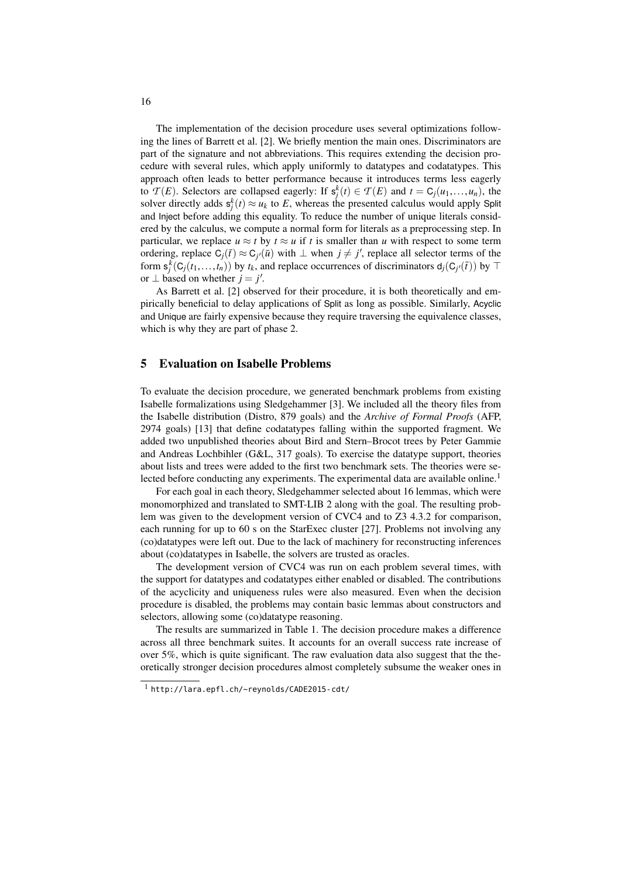The implementation of the decision procedure uses several optimizations following the lines of Barrett et al. [2]. We briefly mention the main ones. Discriminators are part of the signature and not abbreviations. This requires extending the decision procedure with several rules, which apply uniformly to datatypes and codatatypes. This approach often leads to better performance because it introduces terms less eagerly to $\mathcal{T}(E)$. Selectors are collapsed eagerly: If $\mathsf{s}_j^k(t) \in \mathcal{T}(E)$ and $t = \mathsf{C}_j(u_1, \ldots, u_n)$, the solver directly adds $\mathsf{s}_j^k(t) \approx u_k$ to $E$, whereas the presented calculus would apply Split and Inject before adding this equality. To reduce the number of unique literals considered by the calculus, we compute a normal form for literals as a preprocessing step. In particular, we replace $u \approx t$ by $t \approx u$ if $t$ is smaller than $u$ with respect to some term ordering, replace $\mathsf{C}_j(\bar{t}) \approx \mathsf{C}_{j'}(\bar{u})$ with $\perp$ when $j \neq j'$, replace all selector terms of the form $\mathsf{s}_j^k(\mathsf{C}_j(t_1, \ldots, t_n))$ by $t_k$, and replace occurrences of discriminators $\mathsf{d}_j(\mathsf{C}_{j'}(\bar{t}))$ by $\top$ or $\perp$ based on whether $j = j'$.

As Barrett et al. [2] observed for their procedure, it is both theoretically and empirically beneficial to delay applications of Split as long as possible. Similarly, Acyclic and Unique are fairly expensive because they require traversing the equivalence classes, which is why they are part of phase 2.

## 5 Evaluation on Isabelle Problems

To evaluate the decision procedure, we generated benchmark problems from existing Isabelle formalizations using Sledgehammer [3]. We included all the theory files from the Isabelle distribution (Distro, 879 goals) and the *Archive of Formal Proofs* (AFP, 2974 goals) [13] that define codatatypes falling within the supported fragment. We added two unpublished theories about Bird and Stern–Brocot trees by Peter Gammie and Andreas Lochbihler (G&L, 317 goals). To exercise the datatype support, theories about lists and trees were added to the first two benchmark sets. The theories were selected before conducting any experiments. The experimental data are available online.[1]

For each goal in each theory, Sledgehammer selected about 16 lemmas, which were monomorphized and translated to SMT-LIB 2 along with the goal. The resulting problem was given to the development version of CVC4 and to Z3 4.3.2 for comparison, each running for up to 60 s on the StarExec cluster [27]. Problems not involving any (co)datatypes were left out. Due to the lack of machinery for reconstructing inferences about (co)datatypes in Isabelle, the solvers are trusted as oracles.

The development version of CVC4 was run on each problem several times, with the support for datatypes and codatatypes either enabled or disabled. The contributions of the acyclicity and uniqueness rules were also measured. Even when the decision procedure is disabled, the problems may contain basic lemmas about constructors and selectors, allowing some (co)datatype reasoning.

The results are summarized in Table 1. The decision procedure makes a difference across all three benchmark suites. It accounts for an overall success rate increase of over 5%, which is quite significant. The raw evaluation data also suggest that the theoretically stronger decision procedures almost completely subsume the weaker ones in

[1] http://lara.epfl.ch/~reynolds/CADE2015-cdt/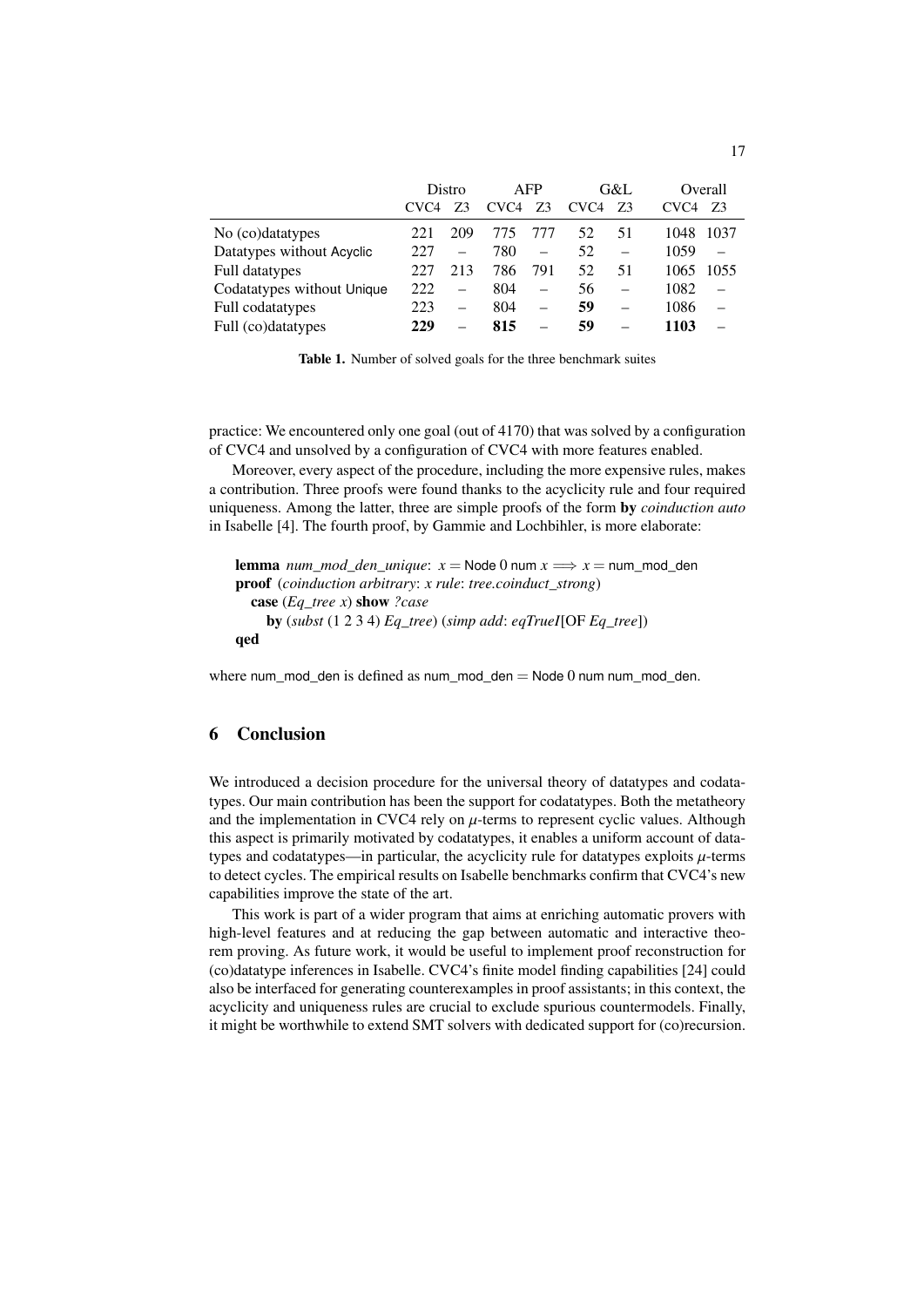|  | Distro |  | AFP |  | G&L |  | Overall |  |
|---|---|---|---|---|---|---|---|---|
|  | CVC4 | Z3 | CVC4 | Z3 | CVC4 | Z3 | CVC4 | Z3 |
| No (co)datatypes | 221 | 209 | 775 | 777 | 52 | 51 | 1048 | 1037 |
| Datatypes without Acyclic | 227 | – | 780 | – | 52 | – | 1059 | – |
| Full datatypes | 227 | 213 | 786 | 791 | 52 | 51 | 1065 | 1055 |
| Codatatypes without Unique | 222 | – | 804 | – | 56 | – | 1082 | – |
| Full codatatypes | 223 | – | 804 | – | **59** | – | 1086 | – |
| Full (co)datatypes | **229** | – | **815** | – | **59** | – | **1103** | – |

**Table 1.** Number of solved goals for the three benchmark suites

practice: We encountered only one goal (out of 4170) that was solved by a configuration of CVC4 and unsolved by a configuration of CVC4 with more features enabled.

Moreover, every aspect of the procedure, including the more expensive rules, makes a contribution. Three proofs were found thanks to the acyclicity rule and four required uniqueness. Among the latter, three are simple proofs of the form **by** *coinduction auto* in Isabelle [4]. The fourth proof, by Gammie and Lochbihler, is more elaborate:

**lemma** *num_mod_den_unique*: $x = \mathsf{Node}\ 0\ \mathsf{num}\ x \Longrightarrow x = \mathsf{num\_mod\_den}$
**proof** (*coinduction arbitrary*: *x rule*: *tree.coinduct_strong*)
  **case** (*Eq_tree x*) **show** *?case*
    **by** (*subst* (1 2 3 4) *Eq_tree*) (*simp add*: *eqTrueI*[OF *Eq_tree*])
**qed**

where num_mod_den is defined as $\mathsf{num\_mod\_den} = \mathsf{Node}\ 0\ \mathsf{num}\ \mathsf{num\_mod\_den}$.

## 6 Conclusion

We introduced a decision procedure for the universal theory of datatypes and codatatypes. Our main contribution has been the support for codatatypes. Both the metatheory and the implementation in CVC4 rely on $\mu$-terms to represent cyclic values. Although this aspect is primarily motivated by codatatypes, it enables a uniform account of datatypes and codatatypes—in particular, the acyclicity rule for datatypes exploits $\mu$-terms to detect cycles. The empirical results on Isabelle benchmarks confirm that CVC4's new capabilities improve the state of the art.

This work is part of a wider program that aims at enriching automatic provers with high-level features and at reducing the gap between automatic and interactive theorem proving. As future work, it would be useful to implement proof reconstruction for (co)datatype inferences in Isabelle. CVC4's finite model finding capabilities [24] could also be interfaced for generating counterexamples in proof assistants; in this context, the acyclicity and uniqueness rules are crucial to exclude spurious countermodels. Finally, it might be worthwhile to extend SMT solvers with dedicated support for (co)recursion.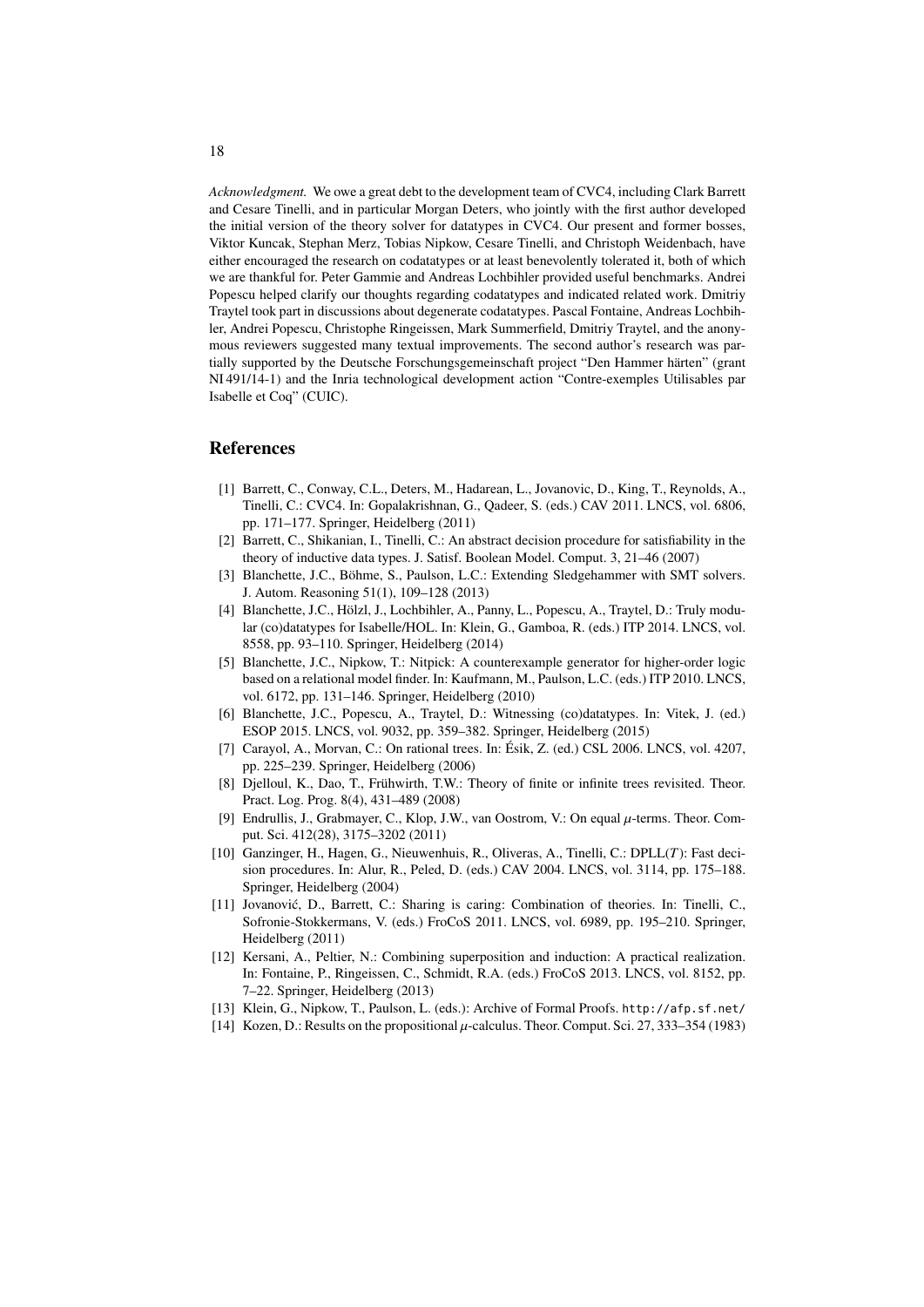*Acknowledgment.* We owe a great debt to the development team of CVC4, including Clark Barrett and Cesare Tinelli, and in particular Morgan Deters, who jointly with the first author developed the initial version of the theory solver for datatypes in CVC4. Our present and former bosses, Viktor Kuncak, Stephan Merz, Tobias Nipkow, Cesare Tinelli, and Christoph Weidenbach, have either encouraged the research on codatatypes or at least benevolently tolerated it, both of which we are thankful for. Peter Gammie and Andreas Lochbihler provided useful benchmarks. Andrei Popescu helped clarify our thoughts regarding codatatypes and indicated related work. Dmitriy Traytel took part in discussions about degenerate codatatypes. Pascal Fontaine, Andreas Lochbihler, Andrei Popescu, Christophe Ringeissen, Mark Summerfield, Dmitriy Traytel, and the anonymous reviewers suggested many textual improvements. The second author's research was partially supported by the Deutsche Forschungsgemeinschaft project "Den Hammer härten" (grant NI 491/14-1) and the Inria technological development action "Contre-exemples Utilisables par Isabelle et Coq" (CUIC).

## References

[1] Barrett, C., Conway, C.L., Deters, M., Hadarean, L., Jovanovic, D., King, T., Reynolds, A., Tinelli, C.: CVC4. In: Gopalakrishnan, G., Qadeer, S. (eds.) CAV 2011. LNCS, vol. 6806, pp. 171–177. Springer, Heidelberg (2011)

[2] Barrett, C., Shikanian, I., Tinelli, C.: An abstract decision procedure for satisfiability in the theory of inductive data types. J. Satisf. Boolean Model. Comput. 3, 21–46 (2007)

[3] Blanchette, J.C., Böhme, S., Paulson, L.C.: Extending Sledgehammer with SMT solvers. J. Autom. Reasoning 51(1), 109–128 (2013)

[4] Blanchette, J.C., Hölzl, J., Lochbihler, A., Panny, L., Popescu, A., Traytel, D.: Truly modular (co)datatypes for Isabelle/HOL. In: Klein, G., Gamboa, R. (eds.) ITP 2014. LNCS, vol. 8558, pp. 93–110. Springer, Heidelberg (2014)

[5] Blanchette, J.C., Nipkow, T.: Nitpick: A counterexample generator for higher-order logic based on a relational model finder. In: Kaufmann, M., Paulson, L.C. (eds.) ITP 2010. LNCS, vol. 6172, pp. 131–146. Springer, Heidelberg (2010)

[6] Blanchette, J.C., Popescu, A., Traytel, D.: Witnessing (co)datatypes. In: Vitek, J. (ed.) ESOP 2015. LNCS, vol. 9032, pp. 359–382. Springer, Heidelberg (2015)

[7] Carayol, A., Morvan, C.: On rational trees. In: Ésik, Z. (ed.) CSL 2006. LNCS, vol. 4207, pp. 225–239. Springer, Heidelberg (2006)

[8] Djelloul, K., Dao, T., Frühwirth, T.W.: Theory of finite or infinite trees revisited. Theor. Pract. Log. Prog. 8(4), 431–489 (2008)

[9] Endrullis, J., Grabmayer, C., Klop, J.W., van Oostrom, V.: On equal $\mu$-terms. Theor. Comput. Sci. 412(28), 3175–3202 (2011)

[10] Ganzinger, H., Hagen, G., Nieuwenhuis, R., Oliveras, A., Tinelli, C.: DPLL($T$): Fast decision procedures. In: Alur, R., Peled, D. (eds.) CAV 2004. LNCS, vol. 3114, pp. 175–188. Springer, Heidelberg (2004)

[11] Jovanović, D., Barrett, C.: Sharing is caring: Combination of theories. In: Tinelli, C., Sofronie-Stokkermans, V. (eds.) FroCoS 2011. LNCS, vol. 6989, pp. 195–210. Springer, Heidelberg (2011)

[12] Kersani, A., Peltier, N.: Combining superposition and induction: A practical realization. In: Fontaine, P., Ringeissen, C., Schmidt, R.A. (eds.) FroCoS 2013. LNCS, vol. 8152, pp. 7–22. Springer, Heidelberg (2013)

[13] Klein, G., Nipkow, T., Paulson, L. (eds.): Archive of Formal Proofs. http://afp.sf.net/

[14] Kozen, D.: Results on the propositional $\mu$-calculus. Theor. Comput. Sci. 27, 333–354 (1983)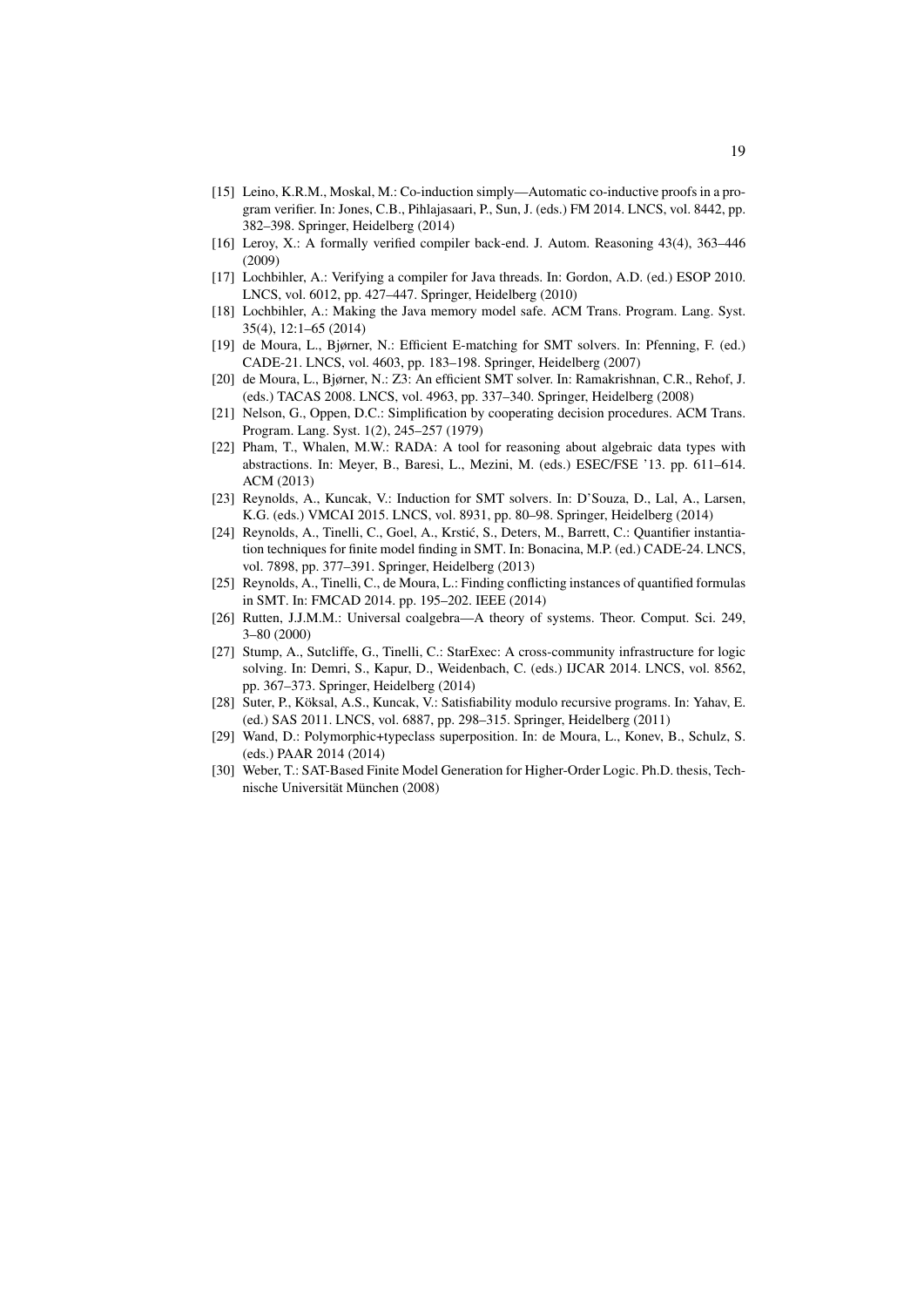[15] Leino, K.R.M., Moskal, M.: Co-induction simply—Automatic co-inductive proofs in a program verifier. In: Jones, C.B., Pihlajasaari, P., Sun, J. (eds.) FM 2014. LNCS, vol. 8442, pp. 382–398. Springer, Heidelberg (2014)

[16] Leroy, X.: A formally verified compiler back-end. J. Autom. Reasoning 43(4), 363–446 (2009)

[17] Lochbihler, A.: Verifying a compiler for Java threads. In: Gordon, A.D. (ed.) ESOP 2010. LNCS, vol. 6012, pp. 427–447. Springer, Heidelberg (2010)

[18] Lochbihler, A.: Making the Java memory model safe. ACM Trans. Program. Lang. Syst. 35(4), 12:1–65 (2014)

[19] de Moura, L., Bjørner, N.: Efficient E-matching for SMT solvers. In: Pfenning, F. (ed.) CADE-21. LNCS, vol. 4603, pp. 183–198. Springer, Heidelberg (2007)

[20] de Moura, L., Bjørner, N.: Z3: An efficient SMT solver. In: Ramakrishnan, C.R., Rehof, J. (eds.) TACAS 2008. LNCS, vol. 4963, pp. 337–340. Springer, Heidelberg (2008)

[21] Nelson, G., Oppen, D.C.: Simplification by cooperating decision procedures. ACM Trans. Program. Lang. Syst. 1(2), 245–257 (1979)

[22] Pham, T., Whalen, M.W.: RADA: A tool for reasoning about algebraic data types with abstractions. In: Meyer, B., Baresi, L., Mezini, M. (eds.) ESEC/FSE '13. pp. 611–614. ACM (2013)

[23] Reynolds, A., Kuncak, V.: Induction for SMT solvers. In: D'Souza, D., Lal, A., Larsen, K.G. (eds.) VMCAI 2015. LNCS, vol. 8931, pp. 80–98. Springer, Heidelberg (2014)

[24] Reynolds, A., Tinelli, C., Goel, A., Krstić, S., Deters, M., Barrett, C.: Quantifier instantiation techniques for finite model finding in SMT. In: Bonacina, M.P. (ed.) CADE-24. LNCS, vol. 7898, pp. 377–391. Springer, Heidelberg (2013)

[25] Reynolds, A., Tinelli, C., de Moura, L.: Finding conflicting instances of quantified formulas in SMT. In: FMCAD 2014. pp. 195–202. IEEE (2014)

[26] Rutten, J.J.M.M.: Universal coalgebra—A theory of systems. Theor. Comput. Sci. 249, 3–80 (2000)

[27] Stump, A., Sutcliffe, G., Tinelli, C.: StarExec: A cross-community infrastructure for logic solving. In: Demri, S., Kapur, D., Weidenbach, C. (eds.) IJCAR 2014. LNCS, vol. 8562, pp. 367–373. Springer, Heidelberg (2014)

[28] Suter, P., Köksal, A.S., Kuncak, V.: Satisfiability modulo recursive programs. In: Yahav, E. (ed.) SAS 2011. LNCS, vol. 6887, pp. 298–315. Springer, Heidelberg (2011)

[29] Wand, D.: Polymorphic+typeclass superposition. In: de Moura, L., Konev, B., Schulz, S. (eds.) PAAR 2014 (2014)

[30] Weber, T.: SAT-Based Finite Model Generation for Higher-Order Logic. Ph.D. thesis, Technische Universität München (2008)